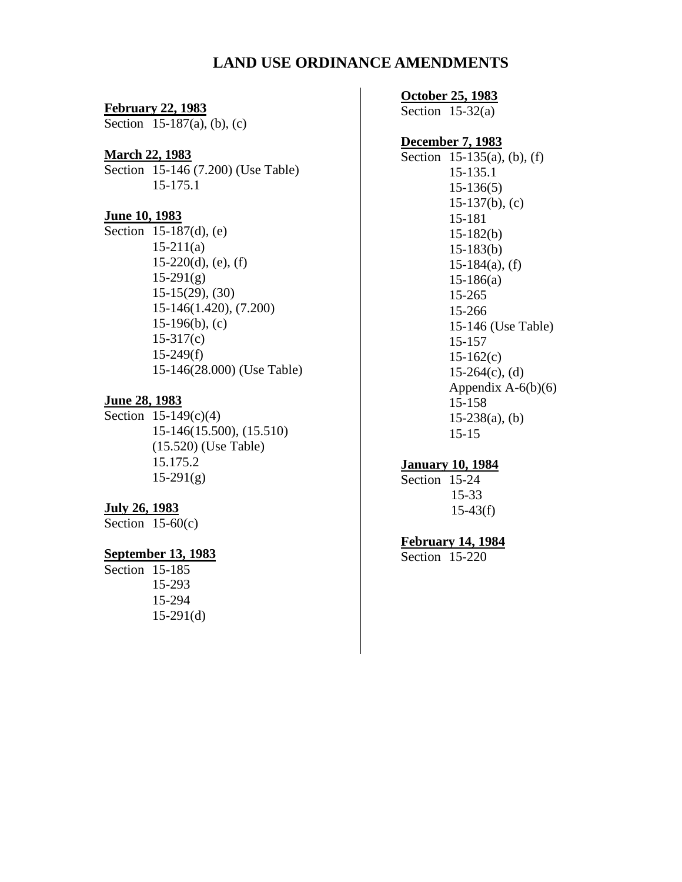# LAND USE ORDINANCE AMENDMENTS

**February 22, 1983**

Section 15-187(a), (b), (c)

**March 22, 1983**

Section 15-146 (7.200) (Use Table)
15-175.1

**June 10, 1983**

Section 15-187(d), (e)
15-211(a)
15-220(d), (e), (f)
15-291(g)
15-15(29), (30)
15-146(1.420), (7.200)
15-196(b), (c)
15-317(c)
15-249(f)
15-146(28.000) (Use Table)

**June 28, 1983**

Section 15-149(c)(4)
15-146(15.500), (15.510)
(15.520) (Use Table)
15.175.2
15-291(g)

**July 26, 1983**

Section 15-60(c)

**September 13, 1983**

Section 15-185
15-293
15-294
15-291(d)

**October 25, 1983**

Section 15-32(a)

**December 7, 1983**

Section 15-135(a), (b), (f)
15-135.1
15-136(5)
15-137(b), (c)
15-181
15-182(b)
15-183(b)
15-184(a), (f)
15-186(a)
15-265
15-266
15-146 (Use Table)
15-157
15-162(c)
15-264(c), (d)
Appendix A-6(b)(6)
15-158
15-238(a), (b)
15-15

**January 10, 1984**

Section 15-24
15-33
15-43(f)

**February 14, 1984**

Section 15-220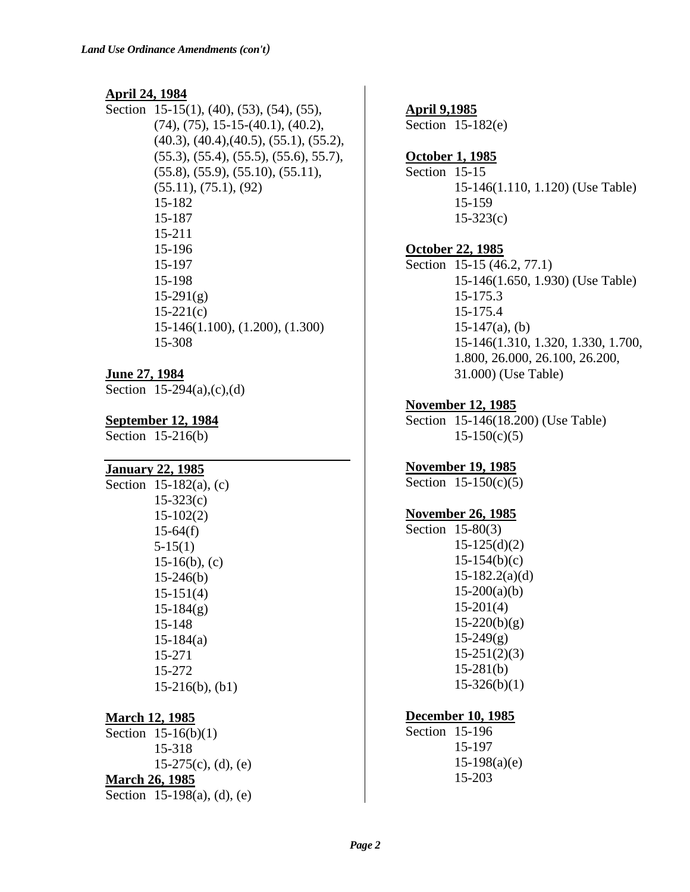*Land Use Ordinance Amendments (con't)*

**April 24, 1984**

Section 15-15(1), (40), (53), (54), (55), (74), (75), 15-15-(40.1), (40.2), (40.3), (40.4),(40.5), (55.1), (55.2), (55.3), (55.4), (55.5), (55.6), 55.7), (55.8), (55.9), (55.10), (55.11), (55.11), (75.1), (92)
15-182
15-187
15-211
15-196
15-197
15-198
15-291(g)
15-221(c)
15-146(1.100), (1.200), (1.300)
15-308

**June 27, 1984**

Section 15-294(a),(c),(d)

**September 12, 1984**

Section 15-216(b)

**January 22, 1985**

Section 15-182(a), (c)
15-323(c)
15-102(2)
15-64(f)
5-15(1)
15-16(b), (c)
15-246(b)
15-151(4)
15-184(g)
15-148
15-184(a)
15-271
15-272
15-216(b), (b1)

**March 12, 1985**

Section 15-16(b)(1)
15-318
15-275(c), (d), (e)

**March 26, 1985**

Section 15-198(a), (d), (e)

**April 9,1985**

Section 15-182(e)

**October 1, 1985**

Section 15-15
15-146(1.110, 1.120) (Use Table)
15-159
15-323(c)

**October 22, 1985**

Section 15-15 (46.2, 77.1)
15-146(1.650, 1.930) (Use Table)
15-175.3
15-175.4
15-147(a), (b)
15-146(1.310, 1.320, 1.330, 1.700, 1.800, 26.000, 26.100, 26.200, 31.000) (Use Table)

**November 12, 1985**

Section 15-146(18.200) (Use Table)
15-150(c)(5)

**November 19, 1985**

Section 15-150(c)(5)

**November 26, 1985**

Section 15-80(3)
15-125(d)(2)
15-154(b)(c)
15-182.2(a)(d)
15-200(a)(b)
15-201(4)
15-220(b)(g)
15-249(g)
15-251(2)(3)
15-281(b)
15-326(b)(1)

**December 10, 1985**

Section 15-196
15-197
15-198(a)(e)
15-203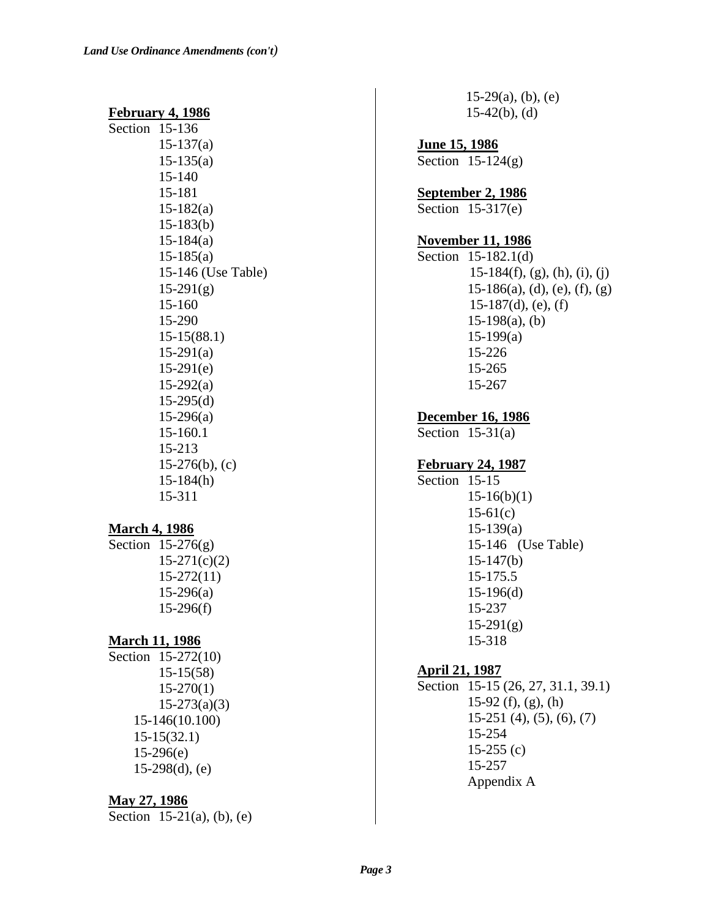*Land Use Ordinance Amendments (con't)*

**February 4, 1986**

Section 15-136
15-137(a)
15-135(a)
15-140
15-181
15-182(a)
15-183(b)
15-184(a)
15-185(a)
15-146 (Use Table)
15-291(g)
15-160
15-290
15-15(88.1)
15-291(a)
15-291(e)
15-292(a)
15-295(d)
15-296(a)
15-160.1
15-213
15-276(b), (c)
15-184(h)
15-311

**March 4, 1986**

Section 15-276(g)
15-271(c)(2)
15-272(11)
15-296(a)
15-296(f)

**March 11, 1986**

Section 15-272(10)
15-15(58)
15-270(1)
15-273(a)(3)
15-146(10.100)
15-15(32.1)
15-296(e)
15-298(d), (e)

**May 27, 1986**

Section 15-21(a), (b), (e)
15-29(a), (b), (e)
15-42(b), (d)

**June 15, 1986**

Section 15-124(g)

**September 2, 1986**

Section 15-317(e)

**November 11, 1986**

Section 15-182.1(d)
15-184(f), (g), (h), (i), (j)
15-186(a), (d), (e), (f), (g)
15-187(d), (e), (f)
15-198(a), (b)
15-199(a)
15-226
15-265
15-267

**December 16, 1986**

Section 15-31(a)

**February 24, 1987**

Section 15-15
15-16(b)(1)
15-61(c)
15-139(a)
15-146 (Use Table)
15-147(b)
15-175.5
15-196(d)
15-237
15-291(g)
15-318

**April 21, 1987**

Section 15-15 (26, 27, 31.1, 39.1)
15-92 (f), (g), (h)
15-251 (4), (5), (6), (7)
15-254
15-255 (c)
15-257
Appendix A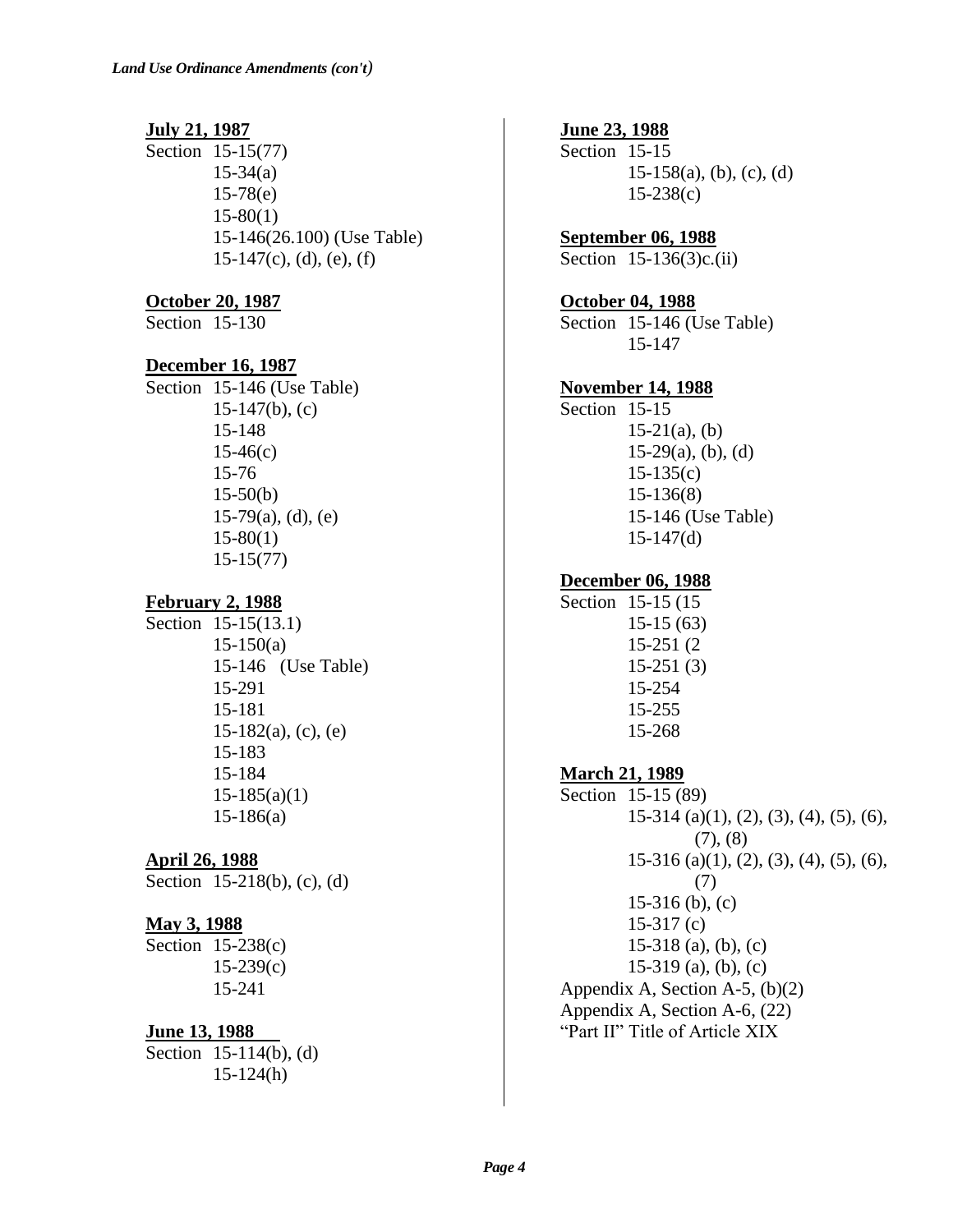*Land Use Ordinance Amendments (con't)*

**July 21, 1987**

Section 15-15(77)
15-34(a)
15-78(e)
15-80(1)
15-146(26.100) (Use Table)
15-147(c), (d), (e), (f)

**October 20, 1987**

Section 15-130

**December 16, 1987**

Section 15-146 (Use Table)
15-147(b), (c)
15-148
15-46(c)
15-76
15-50(b)
15-79(a), (d), (e)
15-80(1)
15-15(77)

**February 2, 1988**

Section 15-15(13.1)
15-150(a)
15-146 (Use Table)
15-291
15-181
15-182(a), (c), (e)
15-183
15-184
15-185(a)(1)
15-186(a)

**April 26, 1988**

Section 15-218(b), (c), (d)

**May 3, 1988**

Section 15-238(c)
15-239(c)
15-241

**June 13, 1988**

Section 15-114(b), (d)
15-124(h)

**June 23, 1988**

Section 15-15
15-158(a), (b), (c), (d)
15-238(c)

**September 06, 1988**

Section 15-136(3)c.(ii)

**October 04, 1988**

Section 15-146 (Use Table)
15-147

**November 14, 1988**

Section 15-15
15-21(a), (b)
15-29(a), (b), (d)
15-135(c)
15-136(8)
15-146 (Use Table)
15-147(d)

**December 06, 1988**

Section 15-15 (15
15-15 (63)
15-251 (2
15-251 (3)
15-254
15-255
15-268

**March 21, 1989**

Section 15-15 (89)
15-314 (a)(1), (2), (3), (4), (5), (6), (7), (8)
15-316 (a)(1), (2), (3), (4), (5), (6), (7)
15-316 (b), (c)
15-317 (c)
15-318 (a), (b), (c)
15-319 (a), (b), (c)
Appendix A, Section A-5, (b)(2)
Appendix A, Section A-6, (22)
"Part II" Title of Article XIX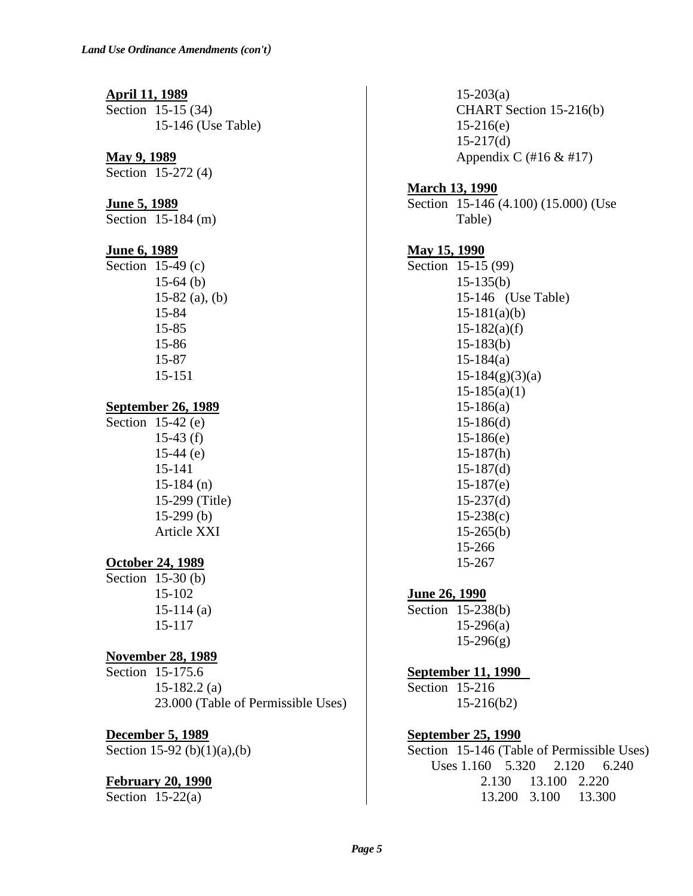*Land Use Ordinance Amendments (con't)*

**April 11, 1989**
Section 15-15 (34)
15-146 (Use Table)

**May 9, 1989**
Section 15-272 (4)

**June 5, 1989**
Section 15-184 (m)

**June 6, 1989**
Section 15-49 (c)
15-64 (b)
15-82 (a), (b)
15-84
15-85
15-86
15-87
15-151

**September 26, 1989**
Section 15-42 (e)
15-43 (f)
15-44 (e)
15-141
15-184 (n)
15-299 (Title)
15-299 (b)
Article XXI

**October 24, 1989**
Section 15-30 (b)
15-102
15-114 (a)
15-117

**November 28, 1989**
Section 15-175.6
15-182.2 (a)
23.000 (Table of Permissible Uses)

**December 5, 1989**
Section 15-92 (b)(1)(a),(b)

**February 20, 1990**
Section 15-22(a)
15-203(a)
CHART Section 15-216(b)
15-216(e)
15-217(d)
Appendix C (#16 & #17)

**March 13, 1990**
Section 15-146 (4.100) (15.000) (Use Table)

**May 15, 1990**
Section 15-15 (99)
15-135(b)
15-146 (Use Table)
15-181(a)(b)
15-182(a)(f)
15-183(b)
15-184(a)
15-184(g)(3)(a)
15-185(a)(1)
15-186(a)
15-186(d)
15-186(e)
15-187(h)
15-187(d)
15-187(e)
15-237(d)
15-238(c)
15-265(b)
15-266
15-267

**June 26, 1990**
Section 15-238(b)
15-296(a)
15-296(g)

**September 11, 1990**
Section 15-216
15-216(b2)

**September 25, 1990**
Section 15-146 (Table of Permissible Uses)
Uses 1.160 5.320 2.120 6.240
2.130 13.100 2.220
13.200 3.100 13.300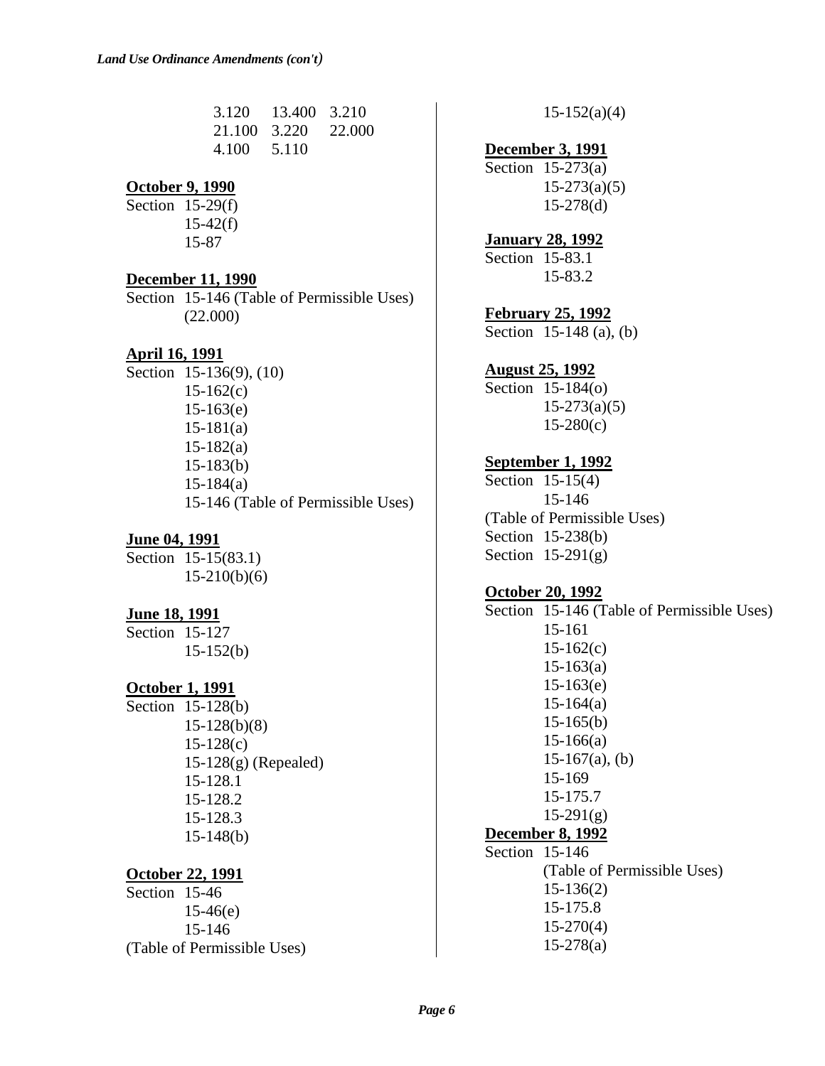*Land Use Ordinance Amendments (con't)*

3.120 13.400 3.210
21.100 3.220 22.000
4.100 5.110

**October 9, 1990**

Section 15-29(f)
15-42(f)
15-87

**December 11, 1990**

Section 15-146 (Table of Permissible Uses)
(22.000)

**April 16, 1991**

Section 15-136(9), (10)
15-162(c)
15-163(e)
15-181(a)
15-182(a)
15-183(b)
15-184(a)
15-146 (Table of Permissible Uses)

**June 04, 1991**

Section 15-15(83.1)
15-210(b)(6)

**June 18, 1991**

Section 15-127
15-152(b)

**October 1, 1991**

Section 15-128(b)
15-128(b)(8)
15-128(c)
15-128(g) (Repealed)
15-128.1
15-128.2
15-128.3
15-148(b)

**October 22, 1991**

Section 15-46
15-46(e)
15-146
(Table of Permissible Uses)
15-152(a)(4)

**December 3, 1991**

Section 15-273(a)
15-273(a)(5)
15-278(d)

**January 28, 1992**

Section 15-83.1
15-83.2

**February 25, 1992**

Section 15-148 (a), (b)

**August 25, 1992**

Section 15-184(o)
15-273(a)(5)
15-280(c)

**September 1, 1992**

Section 15-15(4)
15-146
(Table of Permissible Uses)
Section 15-238(b)
Section 15-291(g)

**October 20, 1992**

Section 15-146 (Table of Permissible Uses)
15-161
15-162(c)
15-163(a)
15-163(e)
15-164(a)
15-165(b)
15-166(a)
15-167(a), (b)
15-169
15-175.7
15-291(g)

**December 8, 1992**

Section 15-146
(Table of Permissible Uses)
15-136(2)
15-175.8
15-270(4)
15-278(a)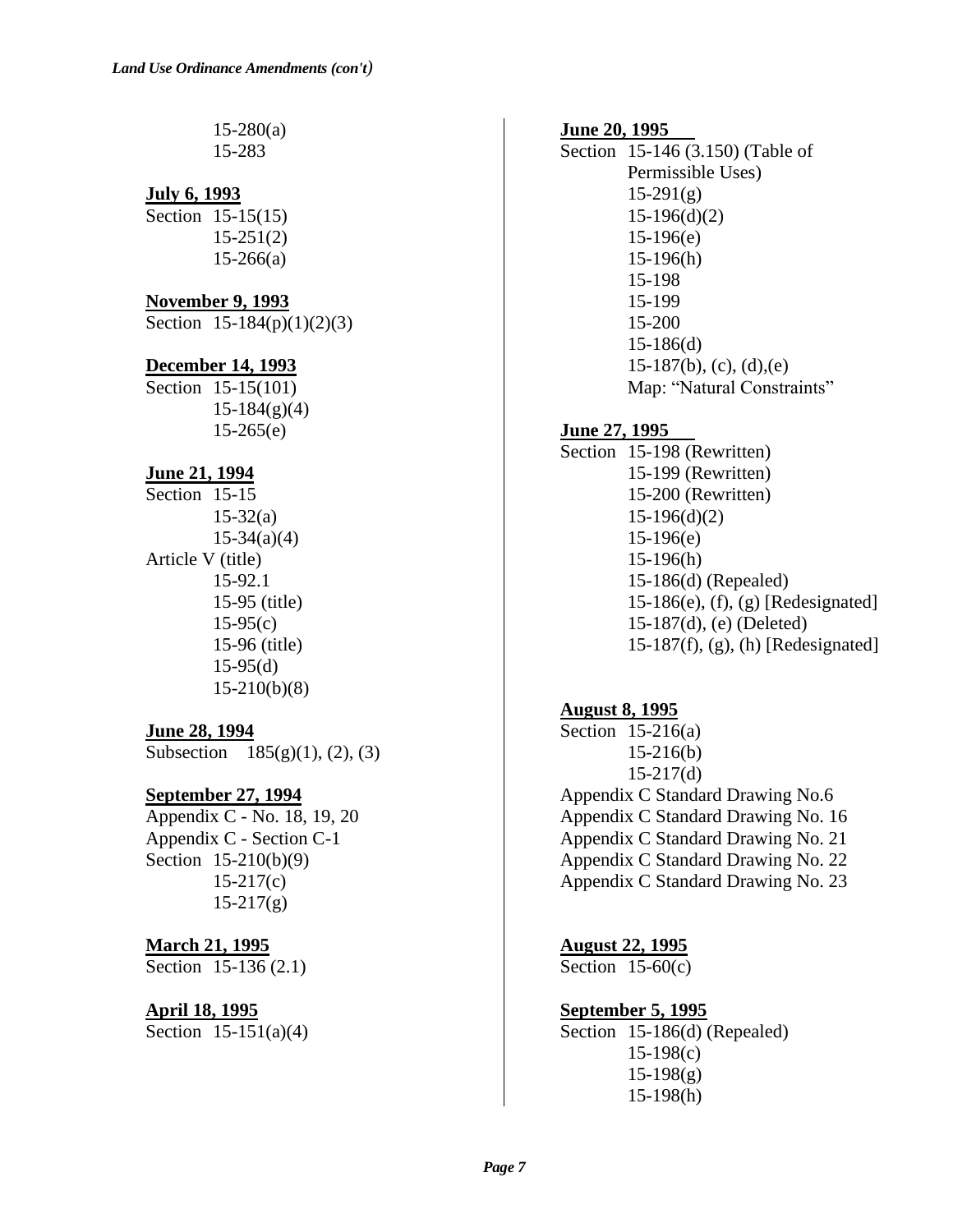15-280(a)
15-283

**July 6, 1993**

Section 15-15(15)
15-251(2)
15-266(a)

**November 9, 1993**

Section 15-184(p)(1)(2)(3)

**December 14, 1993**

Section 15-15(101)
15-184(g)(4)
15-265(e)

**June 21, 1994**

Section 15-15
15-32(a)
15-34(a)(4)
Article V (title)
15-92.1
15-95 (title)
15-95(c)
15-96 (title)
15-95(d)
15-210(b)(8)

**June 28, 1994**

Subsection 185(g)(1), (2), (3)

**September 27, 1994**

Appendix C - No. 18, 19, 20
Appendix C - Section C-1
Section 15-210(b)(9)
15-217(c)
15-217(g)

**March 21, 1995**

Section 15-136 (2.1)

**April 18, 1995**

Section 15-151(a)(4)

**June 20, 1995**

Section 15-146 (3.150) (Table of Permissible Uses)
15-291(g)
15-196(d)(2)
15-196(e)
15-196(h)
15-198
15-199
15-200
15-186(d)
15-187(b), (c), (d),(e)
Map: "Natural Constraints"

**June 27, 1995**

Section 15-198 (Rewritten)
15-199 (Rewritten)
15-200 (Rewritten)
15-196(d)(2)
15-196(e)
15-196(h)
15-186(d) (Repealed)
15-186(e), (f), (g) [Redesignated]
15-187(d), (e) (Deleted)
15-187(f), (g), (h) [Redesignated]

**August 8, 1995**

Section 15-216(a)
15-216(b)
15-217(d)
Appendix C Standard Drawing No.6
Appendix C Standard Drawing No. 16
Appendix C Standard Drawing No. 21
Appendix C Standard Drawing No. 22
Appendix C Standard Drawing No. 23

**August 22, 1995**

Section 15-60(c)

**September 5, 1995**

Section 15-186(d) (Repealed)
15-198(c)
15-198(g)
15-198(h)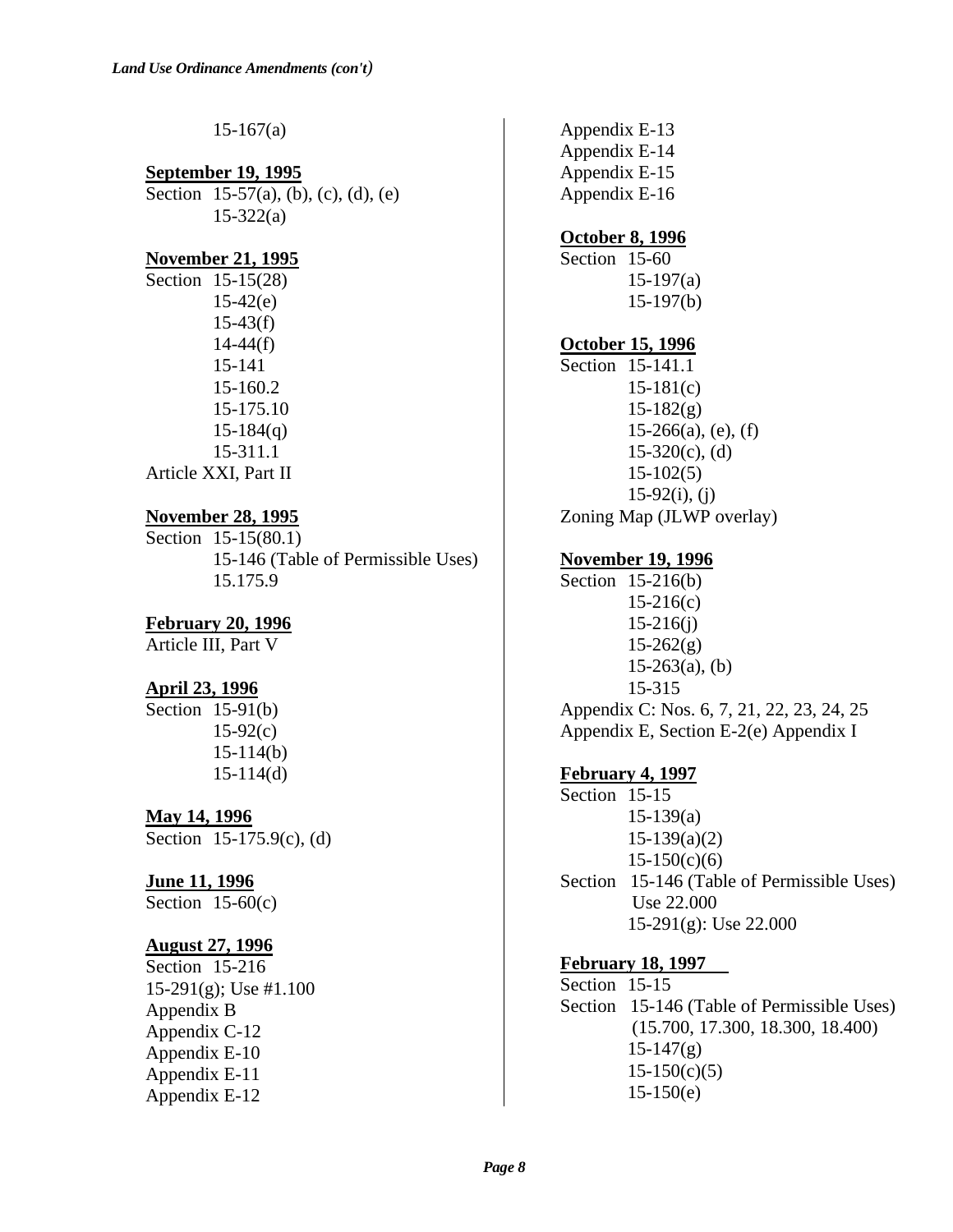15-167(a)

**September 19, 1995**

Section 15-57(a), (b), (c), (d), (e)
15-322(a)

**November 21, 1995**

Section 15-15(28)
15-42(e)
15-43(f)
14-44(f)
15-141
15-160.2
15-175.10
15-184(q)
15-311.1
Article XXI, Part II

**November 28, 1995**

Section 15-15(80.1)
15-146 (Table of Permissible Uses)
15.175.9

**February 20, 1996**

Article III, Part V

**April 23, 1996**

Section 15-91(b)
15-92(c)
15-114(b)
15-114(d)

**May 14, 1996**

Section 15-175.9(c), (d)

**June 11, 1996**

Section 15-60(c)

**August 27, 1996**

Section 15-216
15-291(g); Use #1.100
Appendix B
Appendix C-12
Appendix E-10
Appendix E-11
Appendix E-12
Appendix E-13
Appendix E-14
Appendix E-15
Appendix E-16

**October 8, 1996**

Section 15-60
15-197(a)
15-197(b)

**October 15, 1996**

Section 15-141.1
15-181(c)
15-182(g)
15-266(a), (e), (f)
15-320(c), (d)
15-102(5)
15-92(i), (j)
Zoning Map (JLWP overlay)

**November 19, 1996**

Section 15-216(b)
15-216(c)
15-216(j)
15-262(g)
15-263(a), (b)
15-315
Appendix C: Nos. 6, 7, 21, 22, 23, 24, 25
Appendix E, Section E-2(e) Appendix I

**February 4, 1997**

Section 15-15
15-139(a)
15-139(a)(2)
15-150(c)(6)
Section 15-146 (Table of Permissible Uses)
Use 22.000
15-291(g): Use 22.000

**February 18, 1997**

Section 15-15
Section 15-146 (Table of Permissible Uses)
(15.700, 17.300, 18.300, 18.400)
15-147(g)
15-150(c)(5)
15-150(e)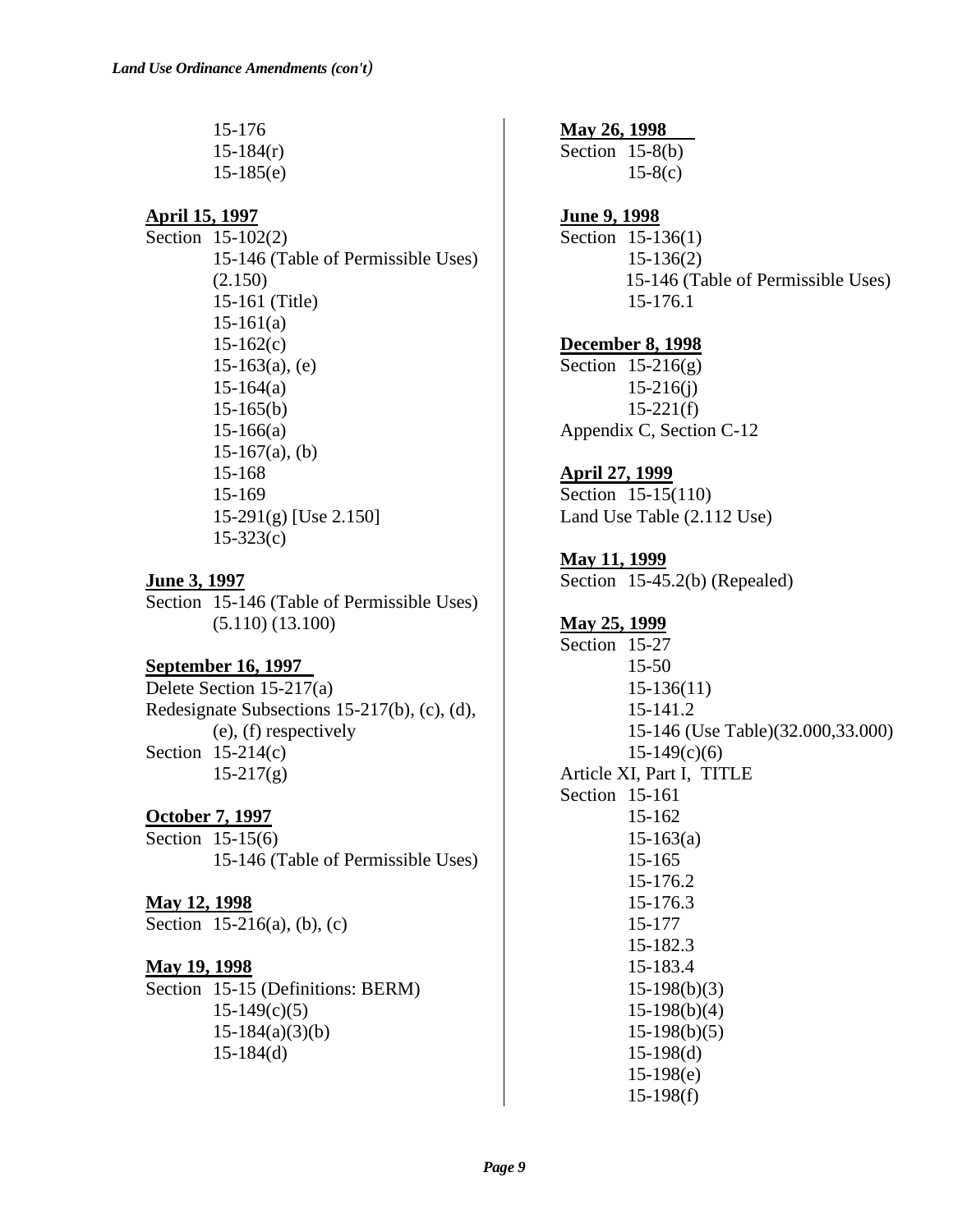*Land Use Ordinance Amendments (con't)*

15-176
15-184(r)
15-185(e)

**April 15, 1997**

Section 15-102(2)
15-146 (Table of Permissible Uses) (2.150)
15-161 (Title)
15-161(a)
15-162(c)
15-163(a), (e)
15-164(a)
15-165(b)
15-166(a)
15-167(a), (b)
15-168
15-169
15-291(g) [Use 2.150]
15-323(c)

**June 3, 1997**

Section 15-146 (Table of Permissible Uses) (5.110) (13.100)

**September 16, 1997**

Delete Section 15-217(a)
Redesignate Subsections 15-217(b), (c), (d), (e), (f) respectively
Section 15-214(c)
15-217(g)

**October 7, 1997**

Section 15-15(6)
15-146 (Table of Permissible Uses)

**May 12, 1998**

Section 15-216(a), (b), (c)

**May 19, 1998**

Section 15-15 (Definitions: BERM)
15-149(c)(5)
15-184(a)(3)(b)
15-184(d)

**May 26, 1998**

Section 15-8(b)
15-8(c)

**June 9, 1998**

Section 15-136(1)
15-136(2)
15-146 (Table of Permissible Uses)
15-176.1

**December 8, 1998**

Section 15-216(g)
15-216(j)
15-221(f)
Appendix C, Section C-12

**April 27, 1999**

Section 15-15(110)
Land Use Table (2.112 Use)

**May 11, 1999**

Section 15-45.2(b) (Repealed)

**May 25, 1999**

Section 15-27
15-50
15-136(11)
15-141.2
15-146 (Use Table)(32.000,33.000)
15-149(c)(6)
Article XI, Part I, TITLE
Section 15-161
15-162
15-163(a)
15-165
15-176.2
15-176.3
15-177
15-182.3
15-183.4
15-198(b)(3)
15-198(b)(4)
15-198(b)(5)
15-198(d)
15-198(e)
15-198(f)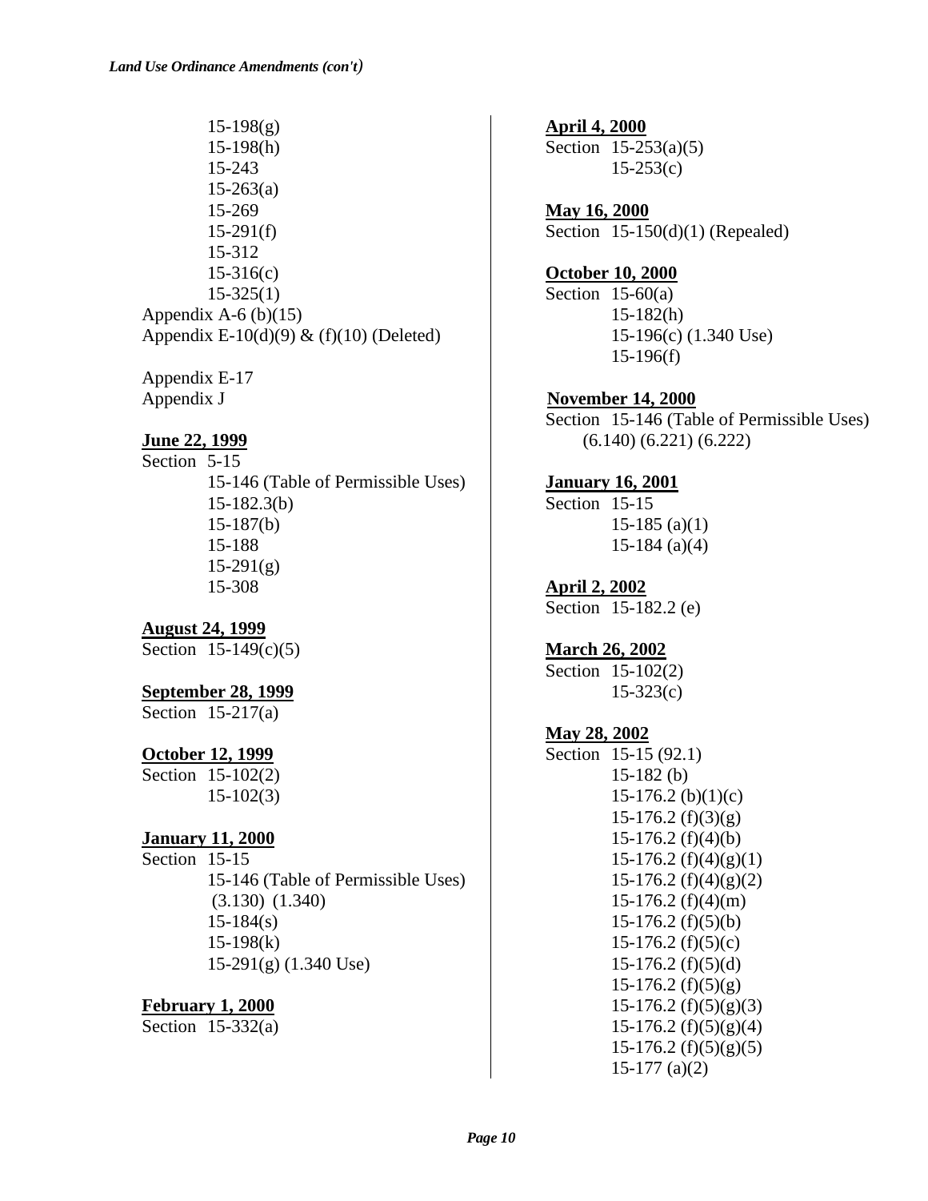*Land Use Ordinance Amendments (con't)*

15-198(g)
15-198(h)
15-243
15-263(a)
15-269
15-291(f)
15-312
15-316(c)
15-325(1)
Appendix A-6 (b)(15)
Appendix E-10(d)(9) & (f)(10) (Deleted)

Appendix E-17
Appendix J

**June 22, 1999**
Section 5-15
15-146 (Table of Permissible Uses)
15-182.3(b)
15-187(b)
15-188
15-291(g)
15-308

**August 24, 1999**
Section 15-149(c)(5)

**September 28, 1999**
Section 15-217(a)

**October 12, 1999**
Section 15-102(2)
15-102(3)

**January 11, 2000**
Section 15-15
15-146 (Table of Permissible Uses)
(3.130) (1.340)
15-184(s)
15-198(k)
15-291(g) (1.340 Use)

**February 1, 2000**
Section 15-332(a)

**April 4, 2000**
Section 15-253(a)(5)
15-253(c)

**May 16, 2000**
Section 15-150(d)(1) (Repealed)

**October 10, 2000**
Section 15-60(a)
15-182(h)
15-196(c) (1.340 Use)
15-196(f)

**November 14, 2000**
Section 15-146 (Table of Permissible Uses)
(6.140) (6.221) (6.222)

**January 16, 2001**
Section 15-15
15-185 (a)(1)
15-184 (a)(4)

**April 2, 2002**
Section 15-182.2 (e)

**March 26, 2002**
Section 15-102(2)
15-323(c)

**May 28, 2002**
Section 15-15 (92.1)
15-182 (b)
15-176.2 (b)(1)(c)
15-176.2 (f)(3)(g)
15-176.2 (f)(4)(b)
15-176.2 (f)(4)(g)(1)
15-176.2 (f)(4)(g)(2)
15-176.2 (f)(4)(m)
15-176.2 (f)(5)(b)
15-176.2 (f)(5)(c)
15-176.2 (f)(5)(d)
15-176.2 (f)(5)(g)
15-176.2 (f)(5)(g)(3)
15-176.2 (f)(5)(g)(4)
15-176.2 (f)(5)(g)(5)
15-177 (a)(2)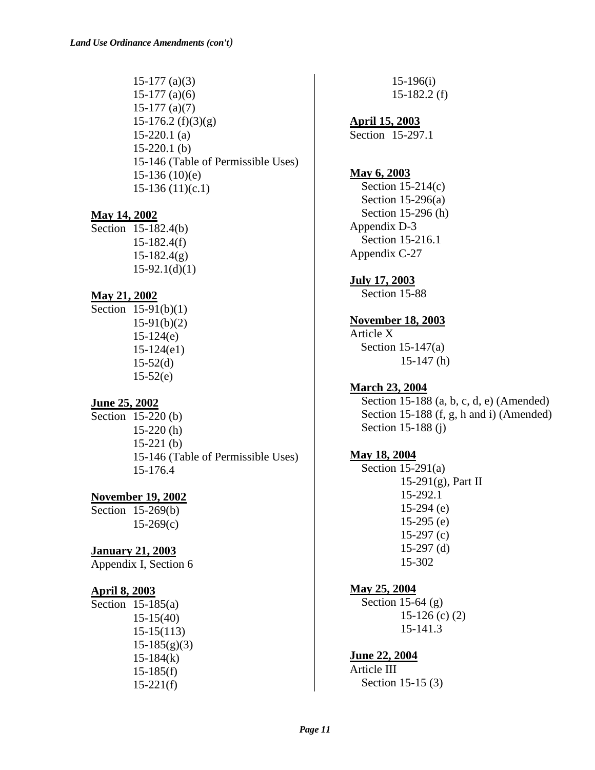*Land Use Ordinance Amendments (con't)*

15-177 (a)(3)
15-177 (a)(6)
15-177 (a)(7)
15-176.2 (f)(3)(g)
15-220.1 (a)
15-220.1 (b)
15-146 (Table of Permissible Uses)
15-136 (10)(e)
15-136 (11)(c.1)

**May 14, 2002**

Section 15-182.4(b)
15-182.4(f)
15-182.4(g)
15-92.1(d)(1)

**May 21, 2002**

Section 15-91(b)(1)
15-91(b)(2)
15-124(e)
15-124(e1)
15-52(d)
15-52(e)

**June 25, 2002**

Section 15-220 (b)
15-220 (h)
15-221 (b)
15-146 (Table of Permissible Uses)
15-176.4

**November 19, 2002**

Section 15-269(b)
15-269(c)

**January 21, 2003**

Appendix I, Section 6

**April 8, 2003**

Section 15-185(a)
15-15(40)
15-15(113)
15-185(g)(3)
15-184(k)
15-185(f)
15-221(f)
15-196(i)
15-182.2 (f)

**April 15, 2003**

Section 15-297.1

**May 6, 2003**

Section 15-214(c)
Section 15-296(a)
Section 15-296 (h)
Appendix D-3
Section 15-216.1
Appendix C-27

**July 17, 2003**

Section 15-88

**November 18, 2003**

Article X
Section 15-147(a)
15-147 (h)

**March 23, 2004**

Section 15-188 (a, b, c, d, e) (Amended)
Section 15-188 (f, g, h and i) (Amended)
Section 15-188 (j)

**May 18, 2004**

Section 15-291(a)
15-291(g), Part II
15-292.1
15-294 (e)
15-295 (e)
15-297 (c)
15-297 (d)
15-302

**May 25, 2004**

Section 15-64 (g)
15-126 (c) (2)
15-141.3

**June 22, 2004**

Article III
Section 15-15 (3)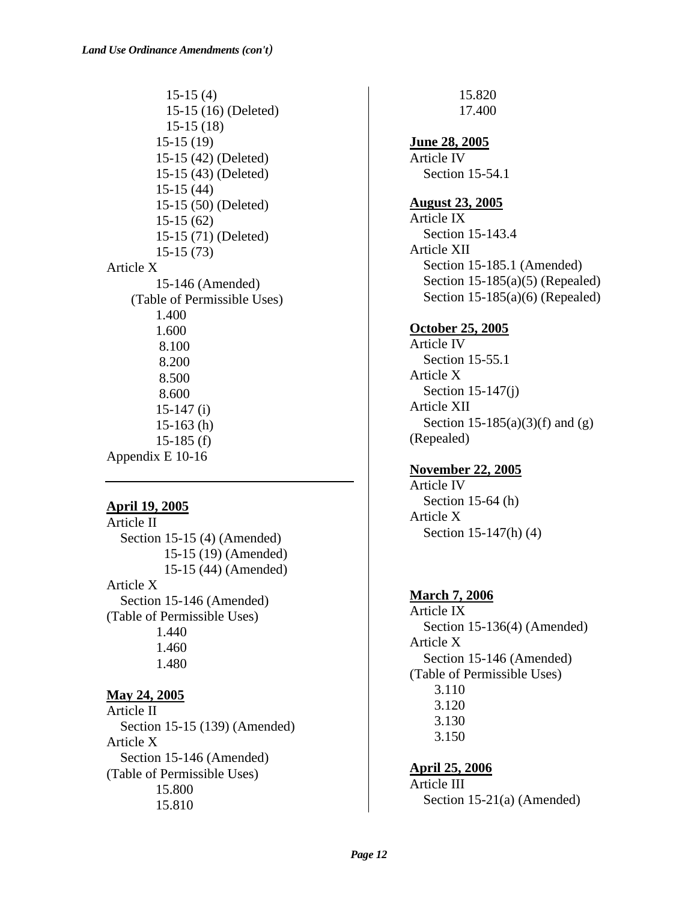15-15 (4)
15-15 (16) (Deleted)
15-15 (18)
15-15 (19)
15-15 (42) (Deleted)
15-15 (43) (Deleted)
15-15 (44)
15-15 (50) (Deleted)
15-15 (62)
15-15 (71) (Deleted)
15-15 (73)

Article X
15-146 (Amended)
(Table of Permissible Uses)
1.400
1.600
8.100
8.200
8.500
8.600
15-147 (i)
15-163 (h)
15-185 (f)

Appendix E 10-16

---

**April 19, 2005**

Article II
Section 15-15 (4) (Amended)
15-15 (19) (Amended)
15-15 (44) (Amended)

Article X
Section 15-146 (Amended)
(Table of Permissible Uses)
1.440
1.460
1.480

**May 24, 2005**

Article II
Section 15-15 (139) (Amended)

Article X
Section 15-146 (Amended)
(Table of Permissible Uses)
15.800
15.810
15.820
17.400

**June 28, 2005**

Article IV
Section 15-54.1

**August 23, 2005**

Article IX
Section 15-143.4

Article XII
Section 15-185.1 (Amended)
Section 15-185(a)(5) (Repealed)
Section 15-185(a)(6) (Repealed)

**October 25, 2005**

Article IV
Section 15-55.1

Article X
Section 15-147(j)

Article XII
Section 15-185(a)(3)(f) and (g) (Repealed)

**November 22, 2005**

Article IV
Section 15-64 (h)

Article X
Section 15-147(h) (4)

**March 7, 2006**

Article IX
Section 15-136(4) (Amended)

Article X
Section 15-146 (Amended)
(Table of Permissible Uses)
3.110
3.120
3.130
3.150

**April 25, 2006**

Article III
Section 15-21(a) (Amended)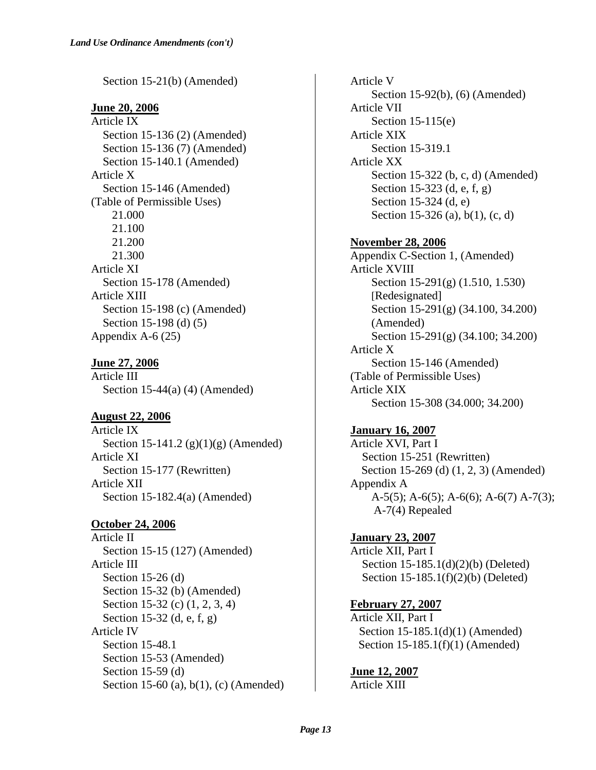*Land Use Ordinance Amendments (con't)*

Section 15-21(b) (Amended)

**June 20, 2006**

Article IX
- Section 15-136 (2) (Amended)
- Section 15-136 (7) (Amended)
- Section 15-140.1 (Amended)

Article X
- Section 15-146 (Amended)

(Table of Permissible Uses)
- 21.000
- 21.100
- 21.200
- 21.300

Article XI
- Section 15-178 (Amended)

Article XIII
- Section 15-198 (c) (Amended)
- Section 15-198 (d) (5)

Appendix A-6 (25)

**June 27, 2006**

Article III
- Section 15-44(a) (4) (Amended)

**August 22, 2006**

Article IX
- Section 15-141.2 (g)(1)(g) (Amended)

Article XI
- Section 15-177 (Rewritten)

Article XII
- Section 15-182.4(a) (Amended)

**October 24, 2006**

Article II
- Section 15-15 (127) (Amended)

Article III
- Section 15-26 (d)
- Section 15-32 (b) (Amended)
- Section 15-32 (c) (1, 2, 3, 4)
- Section 15-32 (d, e, f, g)

Article IV
- Section 15-48.1
- Section 15-53 (Amended)
- Section 15-59 (d)
- Section 15-60 (a), b(1), (c) (Amended)

Article V
- Section 15-92(b), (6) (Amended)

Article VII
- Section 15-115(e)

Article XIX
- Section 15-319.1

Article XX
- Section 15-322 (b, c, d) (Amended)
- Section 15-323 (d, e, f, g)
- Section 15-324 (d, e)
- Section 15-326 (a), b(1), (c, d)

**November 28, 2006**

Appendix C-Section 1, (Amended)

Article XVIII
- Section 15-291(g) (1.510, 1.530) [Redesignated]
- Section 15-291(g) (34.100, 34.200) (Amended)
- Section 15-291(g) (34.100; 34.200)

Article X
- Section 15-146 (Amended)

(Table of Permissible Uses)

Article XIX
- Section 15-308 (34.000; 34.200)

**January 16, 2007**

Article XVI, Part I
- Section 15-251 (Rewritten)
- Section 15-269 (d) (1, 2, 3) (Amended)

Appendix A
- A-5(5); A-6(5); A-6(6); A-6(7) A-7(3); A-7(4) Repealed

**January 23, 2007**

Article XII, Part I
- Section 15-185.1(d)(2)(b) (Deleted)
- Section 15-185.1(f)(2)(b) (Deleted)

**February 27, 2007**

Article XII, Part I
- Section 15-185.1(d)(1) (Amended)
- Section 15-185.1(f)(1) (Amended)

**June 12, 2007**

Article XIII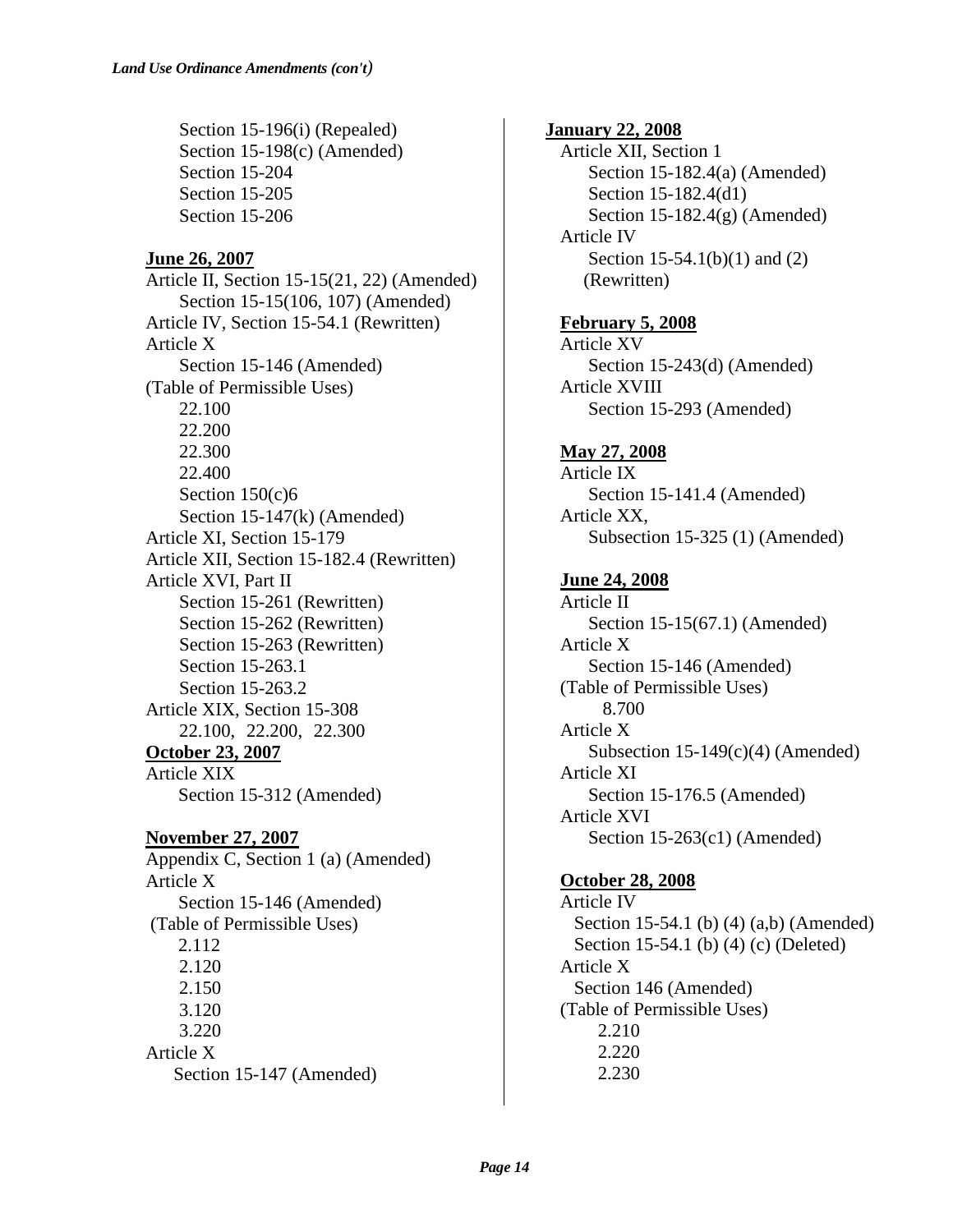*Land Use Ordinance Amendments (con't)*

Section 15-196(i) (Repealed)
Section 15-198(c) (Amended)
Section 15-204
Section 15-205
Section 15-206

**June 26, 2007**

Article II, Section 15-15(21, 22) (Amended)
Section 15-15(106, 107) (Amended)
Article IV, Section 15-54.1 (Rewritten)
Article X
Section 15-146 (Amended)
(Table of Permissible Uses)
22.100
22.200
22.300
22.400
Section 150(c)6
Section 15-147(k) (Amended)
Article XI, Section 15-179
Article XII, Section 15-182.4 (Rewritten)
Article XVI, Part II
Section 15-261 (Rewritten)
Section 15-262 (Rewritten)
Section 15-263 (Rewritten)
Section 15-263.1
Section 15-263.2
Article XIX, Section 15-308
22.100, 22.200, 22.300

**October 23, 2007**

Article XIX
Section 15-312 (Amended)

**November 27, 2007**

Appendix C, Section 1 (a) (Amended)
Article X
Section 15-146 (Amended)
(Table of Permissible Uses)
2.112
2.120
2.150
3.120
3.220
Article X
Section 15-147 (Amended)

**January 22, 2008**

Article XII, Section 1
Section 15-182.4(a) (Amended)
Section 15-182.4(d1)
Section 15-182.4(g) (Amended)
Article IV
Section 15-54.1(b)(1) and (2)
(Rewritten)

**February 5, 2008**

Article XV
Section 15-243(d) (Amended)
Article XVIII
Section 15-293 (Amended)

**May 27, 2008**

Article IX
Section 15-141.4 (Amended)
Article XX,
Subsection 15-325 (1) (Amended)

**June 24, 2008**

Article II
Section 15-15(67.1) (Amended)
Article X
Section 15-146 (Amended)
(Table of Permissible Uses)
8.700
Article X
Subsection 15-149(c)(4) (Amended)
Article XI
Section 15-176.5 (Amended)
Article XVI
Section 15-263(c1) (Amended)

**October 28, 2008**

Article IV
Section 15-54.1 (b) (4) (a,b) (Amended)
Section 15-54.1 (b) (4) (c) (Deleted)
Article X
Section 146 (Amended)
(Table of Permissible Uses)
2.210
2.220
2.230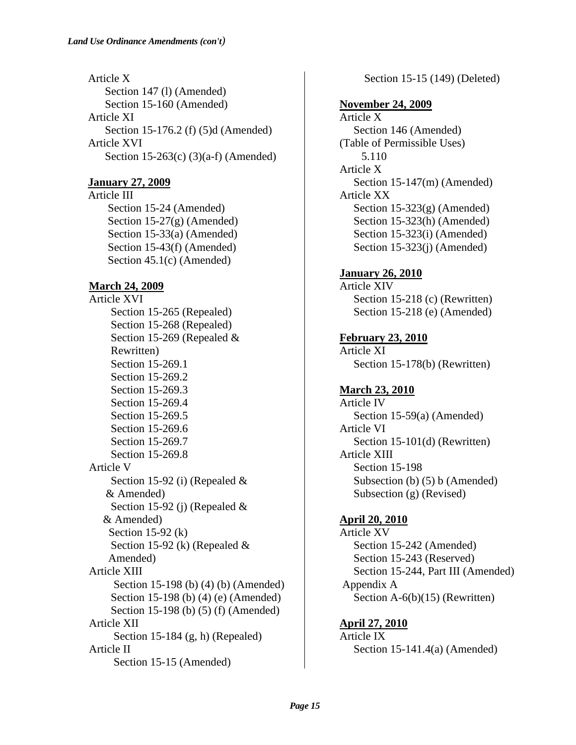*Land Use Ordinance Amendments (con't)*

Article X
  Section 147 (l) (Amended)
  Section 15-160 (Amended)
Article XI
  Section 15-176.2 (f) (5)d (Amended)
Article XVI
  Section 15-263(c) (3)(a-f) (Amended)

**January 27, 2009**

Article III
  Section 15-24 (Amended)
  Section 15-27(g) (Amended)
  Section 15-33(a) (Amended)
  Section 15-43(f) (Amended)
  Section 45.1(c) (Amended)

**March 24, 2009**

Article XVI
  Section 15-265 (Repealed)
  Section 15-268 (Repealed)
  Section 15-269 (Repealed & Rewritten)
  Section 15-269.1
  Section 15-269.2
  Section 15-269.3
  Section 15-269.4
  Section 15-269.5
  Section 15-269.6
  Section 15-269.7
  Section 15-269.8
Article V
  Section 15-92 (i) (Repealed & & Amended)
  Section 15-92 (j) (Repealed & & Amended)
  Section 15-92 (k)
  Section 15-92 (k) (Repealed & Amended)
Article XIII
  Section 15-198 (b) (4) (b) (Amended)
  Section 15-198 (b) (4) (e) (Amended)
  Section 15-198 (b) (5) (f) (Amended)
Article XII
  Section 15-184 (g, h) (Repealed)
Article II
  Section 15-15 (Amended)
  Section 15-15 (149) (Deleted)

**November 24, 2009**

Article X
  Section 146 (Amended)
(Table of Permissible Uses)
  5.110
Article X
  Section 15-147(m) (Amended)
Article XX
  Section 15-323(g) (Amended)
  Section 15-323(h) (Amended)
  Section 15-323(i) (Amended)
  Section 15-323(j) (Amended)

**January 26, 2010**

Article XIV
  Section 15-218 (c) (Rewritten)
  Section 15-218 (e) (Amended)

**February 23, 2010**

Article XI
  Section 15-178(b) (Rewritten)

**March 23, 2010**

Article IV
  Section 15-59(a) (Amended)
Article VI
  Section 15-101(d) (Rewritten)
Article XIII
  Section 15-198
  Subsection (b) (5) b (Amended)
  Subsection (g) (Revised)

**April 20, 2010**

Article XV
  Section 15-242 (Amended)
  Section 15-243 (Reserved)
  Section 15-244, Part III (Amended)
Appendix A
  Section A-6(b)(15) (Rewritten)

**April 27, 2010**

Article IX
  Section 15-141.4(a) (Amended)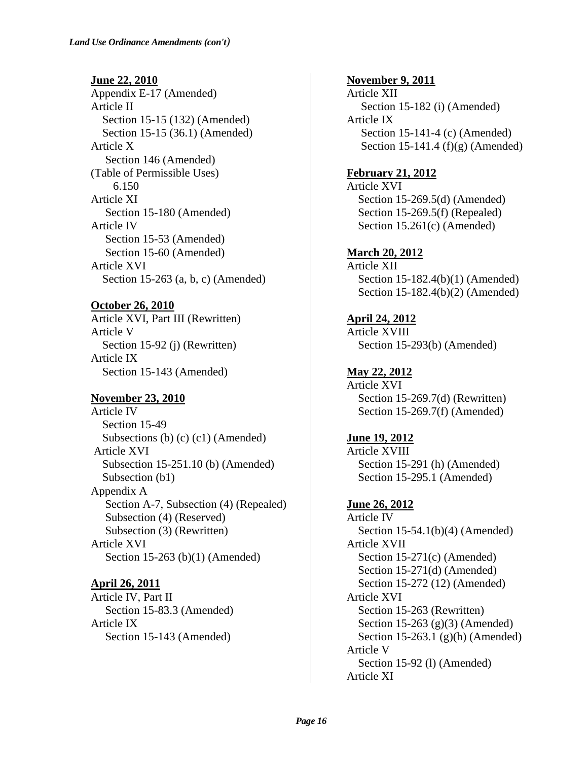*Land Use Ordinance Amendments (con't)*

**June 22, 2010**
Appendix E-17 (Amended)
Article II
Section 15-15 (132) (Amended)
Section 15-15 (36.1) (Amended)
Article X
Section 146 (Amended)
(Table of Permissible Uses)
6.150
Article XI
Section 15-180 (Amended)
Article IV
Section 15-53 (Amended)
Section 15-60 (Amended)
Article XVI
Section 15-263 (a, b, c) (Amended)

**October 26, 2010**
Article XVI, Part III (Rewritten)
Article V
Section 15-92 (j) (Rewritten)
Article IX
Section 15-143 (Amended)

**November 23, 2010**
Article IV
Section 15-49
Subsections (b) (c) (c1) (Amended)
Article XVI
Subsection 15-251.10 (b) (Amended)
Subsection (b1)
Appendix A
Section A-7, Subsection (4) (Repealed)
Subsection (4) (Reserved)
Subsection (3) (Rewritten)
Article XVI
Section 15-263 (b)(1) (Amended)

**April 26, 2011**
Article IV, Part II
Section 15-83.3 (Amended)
Article IX
Section 15-143 (Amended)

**November 9, 2011**
Article XII
Section 15-182 (i) (Amended)
Article IX
Section 15-141-4 (c) (Amended)
Section 15-141.4 (f)(g) (Amended)

**February 21, 2012**
Article XVI
Section 15-269.5(d) (Amended)
Section 15-269.5(f) (Repealed)
Section 15.261(c) (Amended)

**March 20, 2012**
Article XII
Section 15-182.4(b)(1) (Amended)
Section 15-182.4(b)(2) (Amended)

**April 24, 2012**
Article XVIII
Section 15-293(b) (Amended)

**May 22, 2012**
Article XVI
Section 15-269.7(d) (Rewritten)
Section 15-269.7(f) (Amended)

**June 19, 2012**
Article XVIII
Section 15-291 (h) (Amended)
Section 15-295.1 (Amended)

**June 26, 2012**
Article IV
Section 15-54.1(b)(4) (Amended)
Article XVII
Section 15-271(c) (Amended)
Section 15-271(d) (Amended)
Section 15-272 (12) (Amended)
Article XVI
Section 15-263 (Rewritten)
Section 15-263 (g)(3) (Amended)
Section 15-263.1 (g)(h) (Amended)
Article V
Section 15-92 (l) (Amended)
Article XI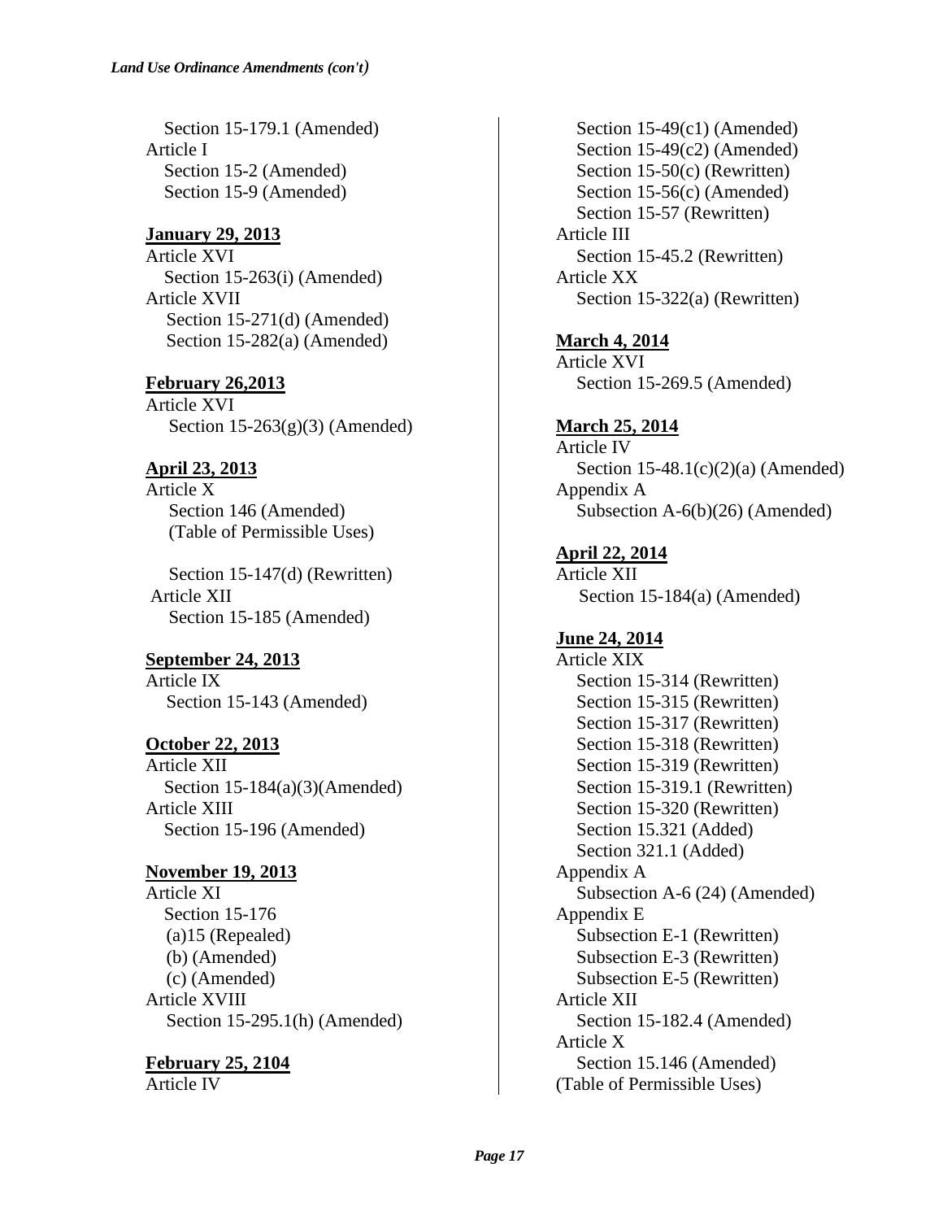*Land Use Ordinance Amendments (con't)*

Section 15-179.1 (Amended)
Article I
Section 15-2 (Amended)
Section 15-9 (Amended)

**January 29, 2013**
Article XVI
Section 15-263(i) (Amended)
Article XVII
Section 15-271(d) (Amended)
Section 15-282(a) (Amended)

**February 26,2013**
Article XVI
Section 15-263(g)(3) (Amended)

**April 23, 2013**
Article X
Section 146 (Amended)
(Table of Permissible Uses)

Section 15-147(d) (Rewritten)
Article XII
Section 15-185 (Amended)

**September 24, 2013**
Article IX
Section 15-143 (Amended)

**October 22, 2013**
Article XII
Section 15-184(a)(3)(Amended)
Article XIII
Section 15-196 (Amended)

**November 19, 2013**
Article XI
Section 15-176
(a)15 (Repealed)
(b) (Amended)
(c) (Amended)
Article XVIII
Section 15-295.1(h) (Amended)

**February 25, 2104**
Article IV
Section 15-49(c1) (Amended)
Section 15-49(c2) (Amended)
Section 15-50(c) (Rewritten)
Section 15-56(c) (Amended)
Section 15-57 (Rewritten)
Article III
Section 15-45.2 (Rewritten)
Article XX
Section 15-322(a) (Rewritten)

**March 4, 2014**
Article XVI
Section 15-269.5 (Amended)

**March 25, 2014**
Article IV
Section 15-48.1(c)(2)(a) (Amended)
Appendix A
Subsection A-6(b)(26) (Amended)

**April 22, 2014**
Article XII
Section 15-184(a) (Amended)

**June 24, 2014**
Article XIX
Section 15-314 (Rewritten)
Section 15-315 (Rewritten)
Section 15-317 (Rewritten)
Section 15-318 (Rewritten)
Section 15-319 (Rewritten)
Section 15-319.1 (Rewritten)
Section 15-320 (Rewritten)
Section 15.321 (Added)
Section 321.1 (Added)
Appendix A
Subsection A-6 (24) (Amended)
Appendix E
Subsection E-1 (Rewritten)
Subsection E-3 (Rewritten)
Subsection E-5 (Rewritten)
Article XII
Section 15-182.4 (Amended)
Article X
Section 15.146 (Amended)
(Table of Permissible Uses)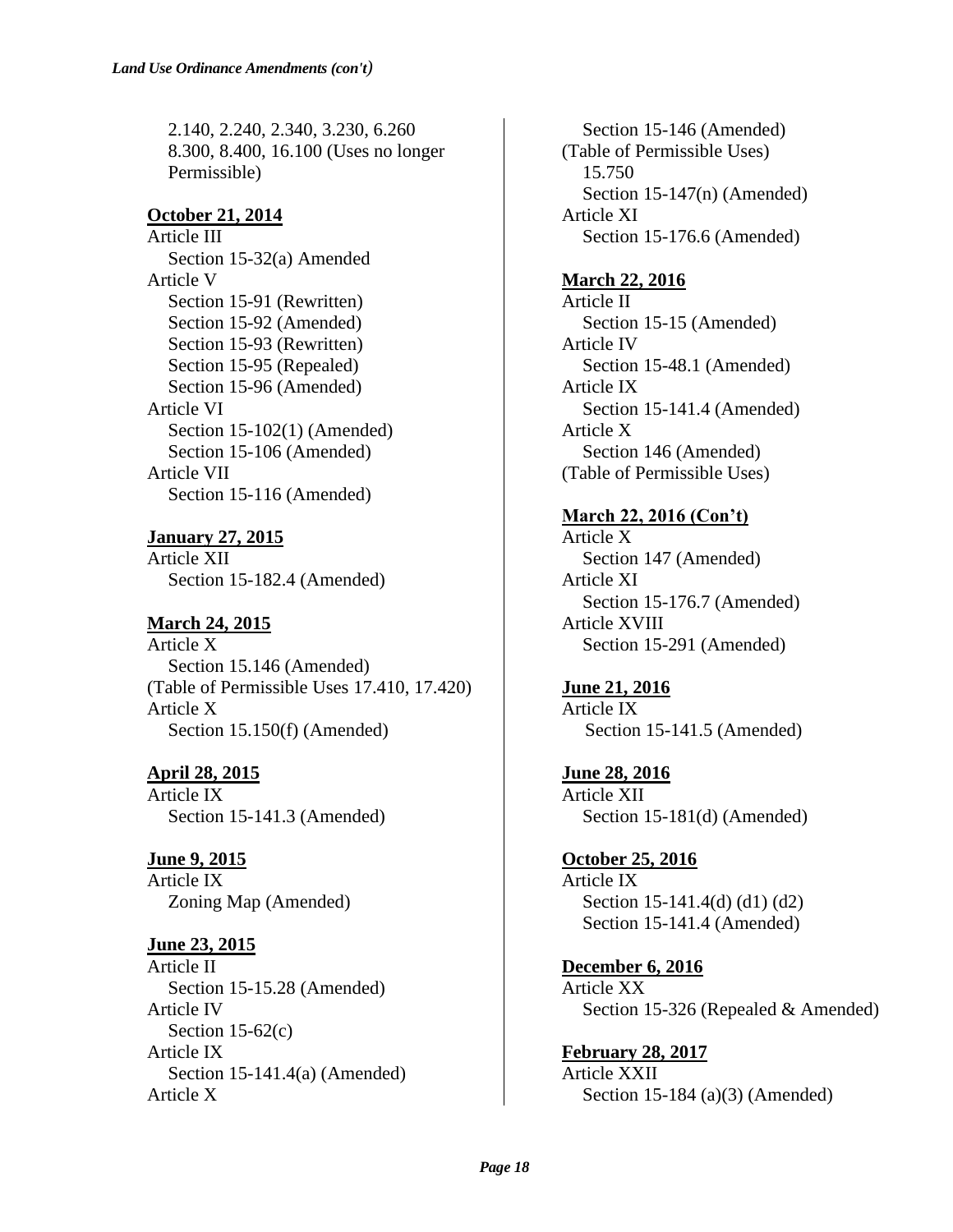*Land Use Ordinance Amendments (con't)*

2.140, 2.240, 2.340, 3.230, 6.260
8.300, 8.400, 16.100 (Uses no longer
Permissible)

**October 21, 2014**

Article III
  Section 15-32(a) Amended
Article V
  Section 15-91 (Rewritten)
  Section 15-92 (Amended)
  Section 15-93 (Rewritten)
  Section 15-95 (Repealed)
  Section 15-96 (Amended)
Article VI
  Section 15-102(1) (Amended)
  Section 15-106 (Amended)
Article VII
  Section 15-116 (Amended)

**January 27, 2015**

Article XII
  Section 15-182.4 (Amended)

**March 24, 2015**

Article X
  Section 15.146 (Amended)
(Table of Permissible Uses 17.410, 17.420)
Article X
  Section 15.150(f) (Amended)

**April 28, 2015**

Article IX
  Section 15-141.3 (Amended)

**June 9, 2015**

Article IX
  Zoning Map (Amended)

**June 23, 2015**

Article II
  Section 15-15.28 (Amended)
Article IV
  Section 15-62(c)
Article IX
  Section 15-141.4(a) (Amended)
Article X
  Section 15-146 (Amended)
(Table of Permissible Uses)
  15.750
  Section 15-147(n) (Amended)
Article XI
  Section 15-176.6 (Amended)

**March 22, 2016**

Article II
  Section 15-15 (Amended)
Article IV
  Section 15-48.1 (Amended)
Article IX
  Section 15-141.4 (Amended)
Article X
  Section 146 (Amended)
(Table of Permissible Uses)

**March 22, 2016 (Con't)**

Article X
  Section 147 (Amended)
Article XI
  Section 15-176.7 (Amended)
Article XVIII
  Section 15-291 (Amended)

**June 21, 2016**

Article IX
  Section 15-141.5 (Amended)

**June 28, 2016**

Article XII
  Section 15-181(d) (Amended)

**October 25, 2016**

Article IX
  Section 15-141.4(d) (d1) (d2)
  Section 15-141.4 (Amended)

**December 6, 2016**

Article XX
  Section 15-326 (Repealed & Amended)

**February 28, 2017**

Article XXII
  Section 15-184 (a)(3) (Amended)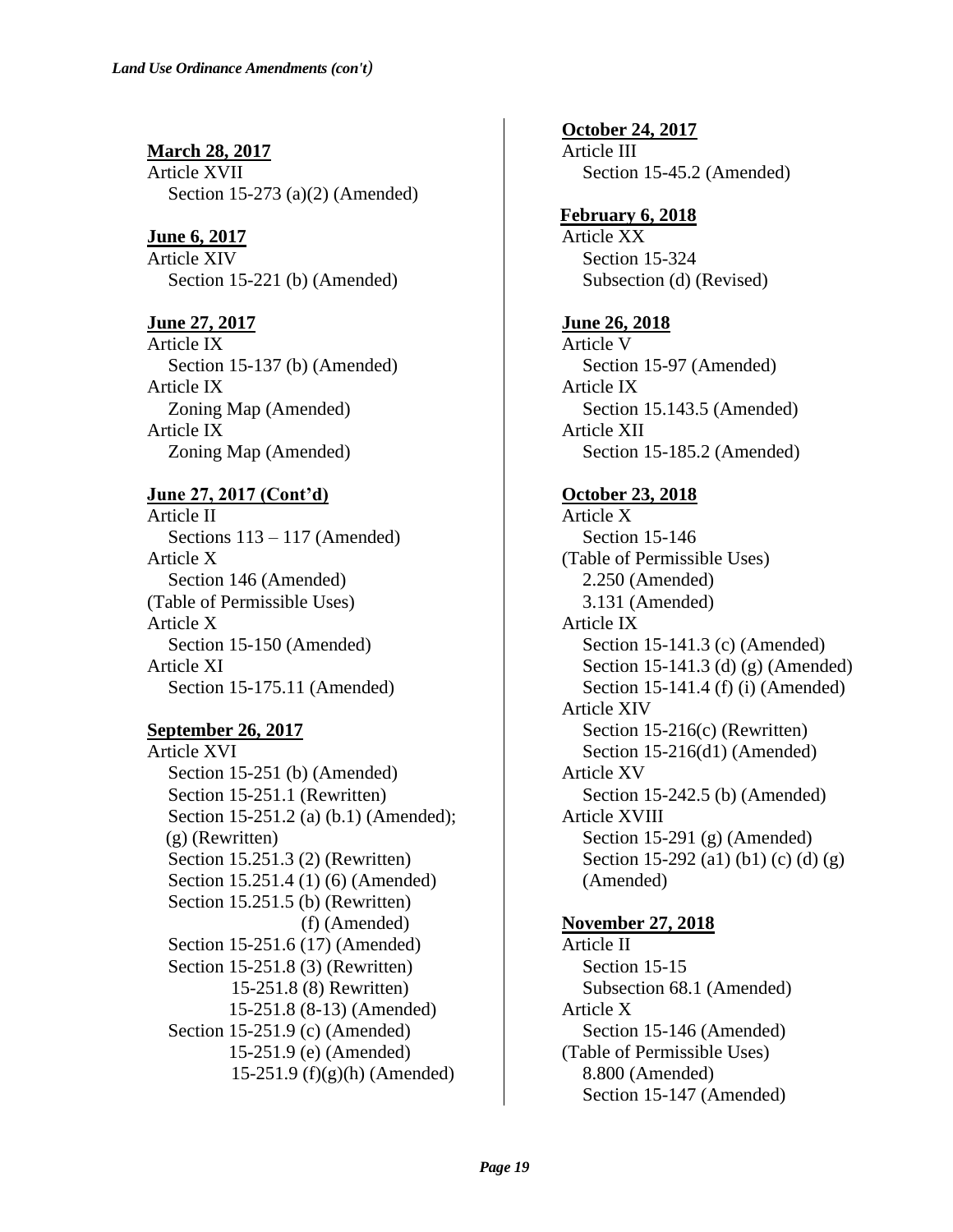*Land Use Ordinance Amendments (con't)*

**March 28, 2017**
Article XVII
Section 15-273 (a)(2) (Amended)

**June 6, 2017**
Article XIV
Section 15-221 (b) (Amended)

**June 27, 2017**
Article IX
Section 15-137 (b) (Amended)
Article IX
Zoning Map (Amended)
Article IX
Zoning Map (Amended)

**June 27, 2017 (Cont'd)**
Article II
Sections 113 – 117 (Amended)
Article X
Section 146 (Amended)
(Table of Permissible Uses)
Article X
Section 15-150 (Amended)
Article XI
Section 15-175.11 (Amended)

**September 26, 2017**
Article XVI
Section 15-251 (b) (Amended)
Section 15-251.1 (Rewritten)
Section 15-251.2 (a) (b.1) (Amended);
(g) (Rewritten)
Section 15.251.3 (2) (Rewritten)
Section 15.251.4 (1) (6) (Amended)
Section 15.251.5 (b) (Rewritten)
(f) (Amended)
Section 15-251.6 (17) (Amended)
Section 15-251.8 (3) (Rewritten)
15-251.8 (8) Rewritten)
15-251.8 (8-13) (Amended)
Section 15-251.9 (c) (Amended)
15-251.9 (e) (Amended)
15-251.9 (f)(g)(h) (Amended)

**October 24, 2017**
Article III
Section 15-45.2 (Amended)

**February 6, 2018**
Article XX
Section 15-324
Subsection (d) (Revised)

**June 26, 2018**
Article V
Section 15-97 (Amended)
Article IX
Section 15.143.5 (Amended)
Article XII
Section 15-185.2 (Amended)

**October 23, 2018**
Article X
Section 15-146
(Table of Permissible Uses)
2.250 (Amended)
3.131 (Amended)
Article IX
Section 15-141.3 (c) (Amended)
Section 15-141.3 (d) (g) (Amended)
Section 15-141.4 (f) (i) (Amended)
Article XIV
Section 15-216(c) (Rewritten)
Section 15-216(d1) (Amended)
Article XV
Section 15-242.5 (b) (Amended)
Article XVIII
Section 15-291 (g) (Amended)
Section 15-292 (a1) (b1) (c) (d) (g)
(Amended)

**November 27, 2018**
Article II
Section 15-15
Subsection 68.1 (Amended)
Article X
Section 15-146 (Amended)
(Table of Permissible Uses)
8.800 (Amended)
Section 15-147 (Amended)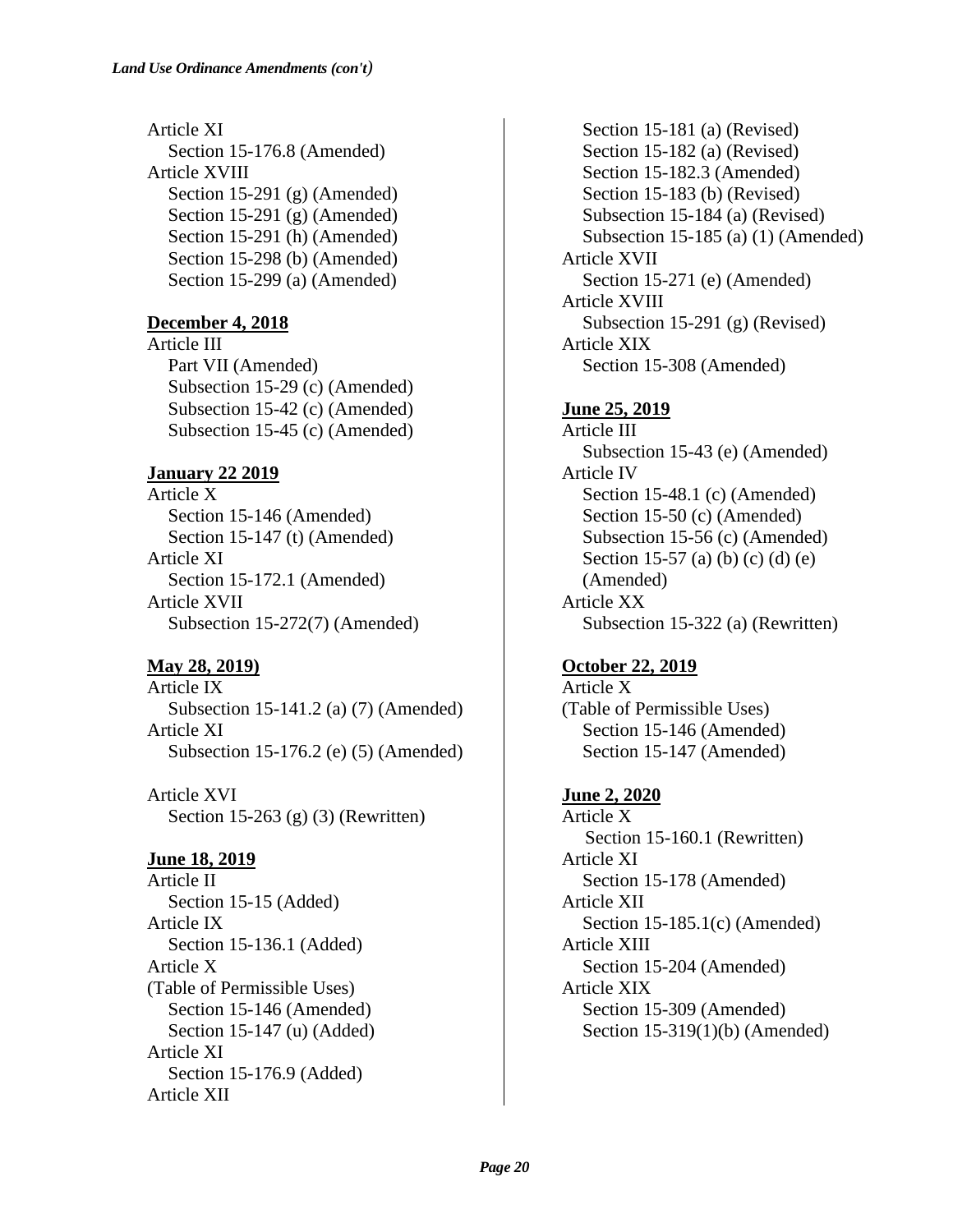*Land Use Ordinance Amendments (con't)*

Article XI
  Section 15-176.8 (Amended)
Article XVIII
  Section 15-291 (g) (Amended)
  Section 15-291 (g) (Amended)
  Section 15-291 (h) (Amended)
  Section 15-298 (b) (Amended)
  Section 15-299 (a) (Amended)

**December 4, 2018**

Article III
  Part VII (Amended)
  Subsection 15-29 (c) (Amended)
  Subsection 15-42 (c) (Amended)
  Subsection 15-45 (c) (Amended)

**January 22 2019**

Article X
  Section 15-146 (Amended)
  Section 15-147 (t) (Amended)
Article XI
  Section 15-172.1 (Amended)
Article XVII
  Subsection 15-272(7) (Amended)

**May 28, 2019)**

Article IX
  Subsection 15-141.2 (a) (7) (Amended)
Article XI
  Subsection 15-176.2 (e) (5) (Amended)

Article XVI
  Section 15-263 (g) (3) (Rewritten)

**June 18, 2019**

Article II
  Section 15-15 (Added)
Article IX
  Section 15-136.1 (Added)
Article X
(Table of Permissible Uses)
  Section 15-146 (Amended)
  Section 15-147 (u) (Added)
Article XI
  Section 15-176.9 (Added)
Article XII
  Section 15-181 (a) (Revised)
  Section 15-182 (a) (Revised)
  Section 15-182.3 (Amended)
  Section 15-183 (b) (Revised)
  Subsection 15-184 (a) (Revised)
  Subsection 15-185 (a) (1) (Amended)
Article XVII
  Section 15-271 (e) (Amended)
Article XVIII
  Subsection 15-291 (g) (Revised)
Article XIX
  Section 15-308 (Amended)

**June 25, 2019**

Article III
  Subsection 15-43 (e) (Amended)
Article IV
  Section 15-48.1 (c) (Amended)
  Section 15-50 (c) (Amended)
  Subsection 15-56 (c) (Amended)
  Section 15-57 (a) (b) (c) (d) (e) (Amended)
Article XX
  Subsection 15-322 (a) (Rewritten)

**October 22, 2019**

Article X
(Table of Permissible Uses)
  Section 15-146 (Amended)
  Section 15-147 (Amended)

**June 2, 2020**

Article X
  Section 15-160.1 (Rewritten)
Article XI
  Section 15-178 (Amended)
Article XII
  Section 15-185.1(c) (Amended)
Article XIII
  Section 15-204 (Amended)
Article XIX
  Section 15-309 (Amended)
  Section 15-319(1)(b) (Amended)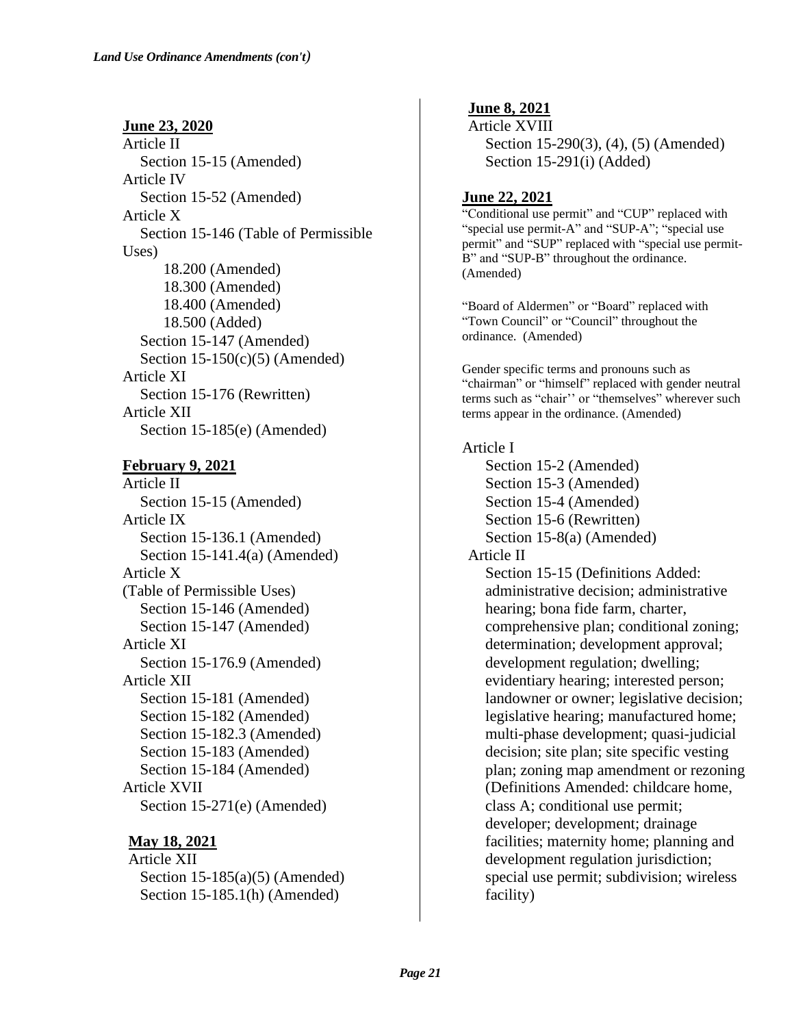*Land Use Ordinance Amendments (con't)*

**June 23, 2020**

Article II
- Section 15-15 (Amended)

Article IV
- Section 15-52 (Amended)

Article X
- Section 15-146 (Table of Permissible Uses)
  - 18.200 (Amended)
  - 18.300 (Amended)
  - 18.400 (Amended)
  - 18.500 (Added)
- Section 15-147 (Amended)
- Section 15-150(c)(5) (Amended)

Article XI
- Section 15-176 (Rewritten)

Article XII
- Section 15-185(e) (Amended)

**February 9, 2021**

Article II
- Section 15-15 (Amended)

Article IX
- Section 15-136.1 (Amended)
- Section 15-141.4(a) (Amended)

Article X
(Table of Permissible Uses)
- Section 15-146 (Amended)
- Section 15-147 (Amended)

Article XI
- Section 15-176.9 (Amended)

Article XII
- Section 15-181 (Amended)
- Section 15-182 (Amended)
- Section 15-182.3 (Amended)
- Section 15-183 (Amended)
- Section 15-184 (Amended)

Article XVII
- Section 15-271(e) (Amended)

**May 18, 2021**

Article XII
- Section 15-185(a)(5) (Amended)
- Section 15-185.1(h) (Amended)

**June 8, 2021**

Article XVIII
- Section 15-290(3), (4), (5) (Amended)
- Section 15-291(i) (Added)

**June 22, 2021**

"Conditional use permit" and "CUP" replaced with "special use permit-A" and "SUP-A"; "special use permit" and "SUP" replaced with "special use permit-B" and "SUP-B" throughout the ordinance. (Amended)

"Board of Aldermen" or "Board" replaced with "Town Council" or "Council" throughout the ordinance. (Amended)

Gender specific terms and pronouns such as "chairman" or "himself" replaced with gender neutral terms such as "chair'' or "themselves" wherever such terms appear in the ordinance. (Amended)

Article I
- Section 15-2 (Amended)
- Section 15-3 (Amended)
- Section 15-4 (Amended)
- Section 15-6 (Rewritten)
- Section 15-8(a) (Amended)

Article II
- Section 15-15 (Definitions Added: administrative decision; administrative hearing; bona fide farm, charter, comprehensive plan; conditional zoning; determination; development approval; development regulation; dwelling; evidentiary hearing; interested person; landowner or owner; legislative decision; legislative hearing; manufactured home; multi-phase development; quasi-judicial decision; site plan; site specific vesting plan; zoning map amendment or rezoning (Definitions Amended: childcare home, class A; conditional use permit; developer; development; drainage facilities; maternity home; planning and development regulation jurisdiction; special use permit; subdivision; wireless facility)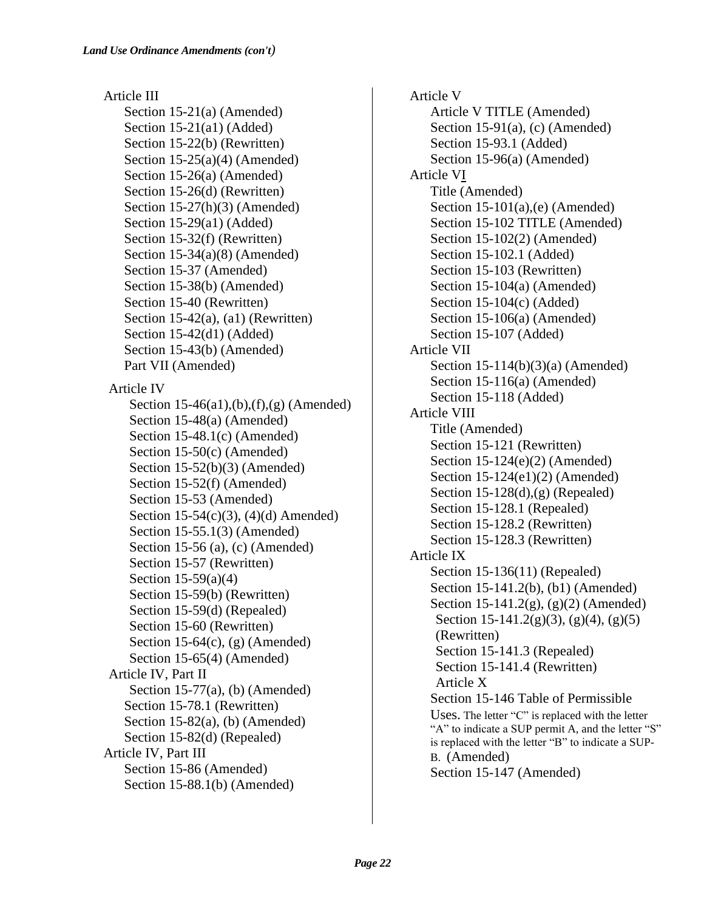*Land Use Ordinance Amendments (con't)*

Article III
- Section 15-21(a) (Amended)
- Section 15-21(a1) (Added)
- Section 15-22(b) (Rewritten)
- Section 15-25(a)(4) (Amended)
- Section 15-26(a) (Amended)
- Section 15-26(d) (Rewritten)
- Section 15-27(h)(3) (Amended)
- Section 15-29(a1) (Added)
- Section 15-32(f) (Rewritten)
- Section 15-34(a)(8) (Amended)
- Section 15-37 (Amended)
- Section 15-38(b) (Amended)
- Section 15-40 (Rewritten)
- Section 15-42(a), (a1) (Rewritten)
- Section 15-42(d1) (Added)
- Section 15-43(b) (Amended)
- Part VII (Amended)

Article IV
- Section 15-46(a1),(b),(f),(g) (Amended)
- Section 15-48(a) (Amended)
- Section 15-48.1(c) (Amended)
- Section 15-50(c) (Amended)
- Section 15-52(b)(3) (Amended)
- Section 15-52(f) (Amended)
- Section 15-53 (Amended)
- Section 15-54(c)(3), (4)(d) Amended)
- Section 15-55.1(3) (Amended)
- Section 15-56 (a), (c) (Amended)
- Section 15-57 (Rewritten)
- Section 15-59(a)(4)
- Section 15-59(b) (Rewritten)
- Section 15-59(d) (Repealed)
- Section 15-60 (Rewritten)
- Section 15-64(c), (g) (Amended)
- Section 15-65(4) (Amended)

Article IV, Part II
- Section 15-77(a), (b) (Amended)
- Section 15-78.1 (Rewritten)
- Section 15-82(a), (b) (Amended)
- Section 15-82(d) (Repealed)

Article IV, Part III
- Section 15-86 (Amended)
- Section 15-88.1(b) (Amended)

Article V
- Article V TITLE (Amended)
- Section 15-91(a), (c) (Amended)
- Section 15-93.1 (Added)
- Section 15-96(a) (Amended)

Article VI
- Title (Amended)
- Section 15-101(a),(e) (Amended)
- Section 15-102 TITLE (Amended)
- Section 15-102(2) (Amended)
- Section 15-102.1 (Added)
- Section 15-103 (Rewritten)
- Section 15-104(a) (Amended)
- Section 15-104(c) (Added)
- Section 15-106(a) (Amended)
- Section 15-107 (Added)

Article VII
- Section 15-114(b)(3)(a) (Amended)
- Section 15-116(a) (Amended)
- Section 15-118 (Added)

Article VIII
- Title (Amended)
- Section 15-121 (Rewritten)
- Section 15-124(e)(2) (Amended)
- Section 15-124(e1)(2) (Amended)
- Section 15-128(d),(g) (Repealed)
- Section 15-128.1 (Repealed)
- Section 15-128.2 (Rewritten)
- Section 15-128.3 (Rewritten)

Article IX
- Section 15-136(11) (Repealed)
- Section 15-141.2(b), (b1) (Amended)
- Section 15-141.2(g), (g)(2) (Amended)
- Section 15-141.2(g)(3), (g)(4), (g)(5) (Rewritten)
- Section 15-141.3 (Repealed)
- Section 15-141.4 (Rewritten)

Article X
- Section 15-146 Table of Permissible Uses. The letter "C" is replaced with the letter "A" to indicate a SUP permit A, and the letter "S" is replaced with the letter "B" to indicate a SUP-B. (Amended)
- Section 15-147 (Amended)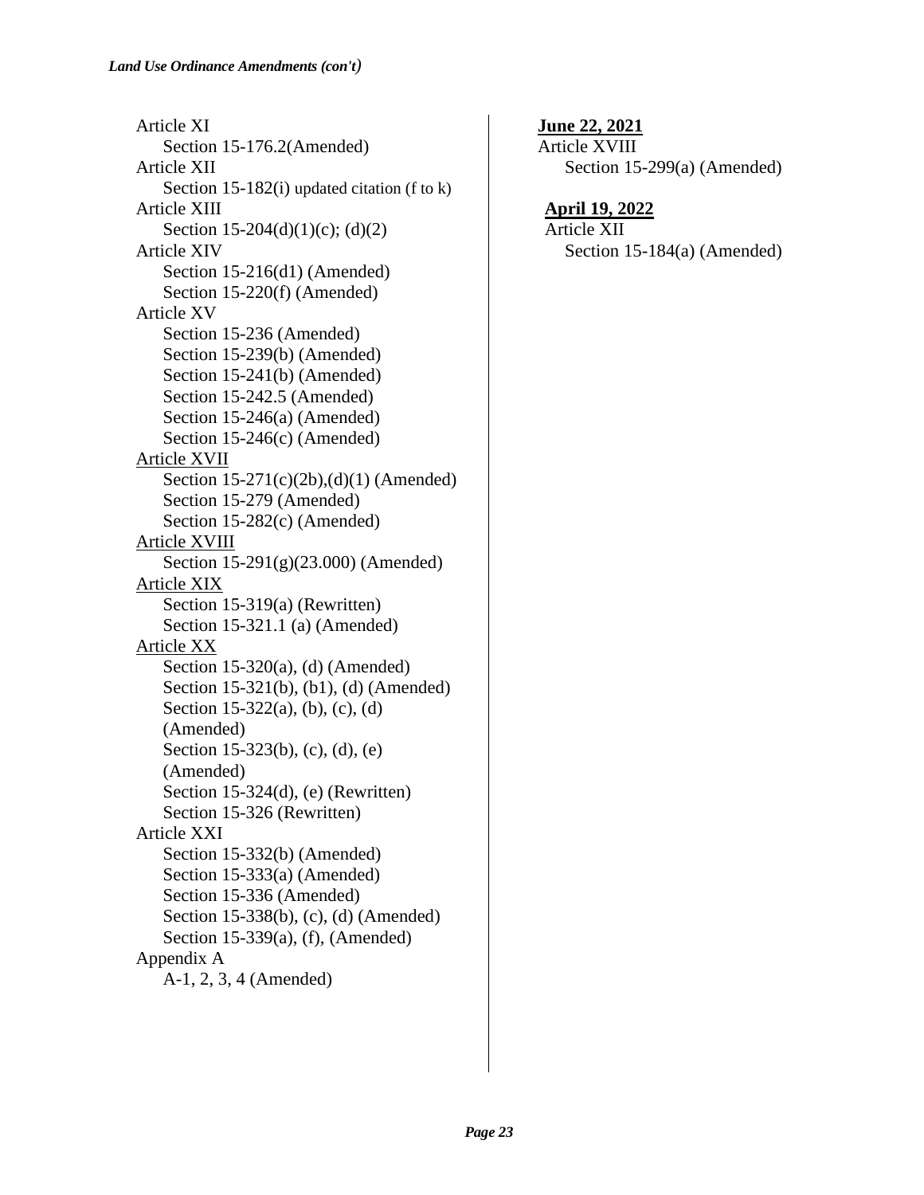*Land Use Ordinance Amendments (con't)*

Article XI
- Section 15-176.2(Amended)

Article XII
- Section 15-182(i) updated citation (f to k)

Article XIII
- Section 15-204(d)(1)(c); (d)(2)

Article XIV
- Section 15-216(d1) (Amended)
- Section 15-220(f) (Amended)

Article XV
- Section 15-236 (Amended)
- Section 15-239(b) (Amended)
- Section 15-241(b) (Amended)
- Section 15-242.5 (Amended)
- Section 15-246(a) (Amended)
- Section 15-246(c) (Amended)

<u>Article XVII</u>
- Section 15-271(c)(2b),(d)(1) (Amended)
- Section 15-279 (Amended)
- Section 15-282(c) (Amended)

<u>Article XVIII</u>
- Section 15-291(g)(23.000) (Amended)

<u>Article XIX</u>
- Section 15-319(a) (Rewritten)
- Section 15-321.1 (a) (Amended)

<u>Article XX</u>
- Section 15-320(a), (d) (Amended)
- Section 15-321(b), (b1), (d) (Amended)
- Section 15-322(a), (b), (c), (d) (Amended)
- Section 15-323(b), (c), (d), (e) (Amended)
- Section 15-324(d), (e) (Rewritten)
- Section 15-326 (Rewritten)

Article XXI
- Section 15-332(b) (Amended)
- Section 15-333(a) (Amended)
- Section 15-336 (Amended)
- Section 15-338(b), (c), (d) (Amended)
- Section 15-339(a), (f), (Amended)

Appendix A
- A-1, 2, 3, 4 (Amended)

**<u>June 22, 2021</u>**

Article XVIII
- Section 15-299(a) (Amended)

**<u>April 19, 2022</u>**

Article XII
- Section 15-184(a) (Amended)